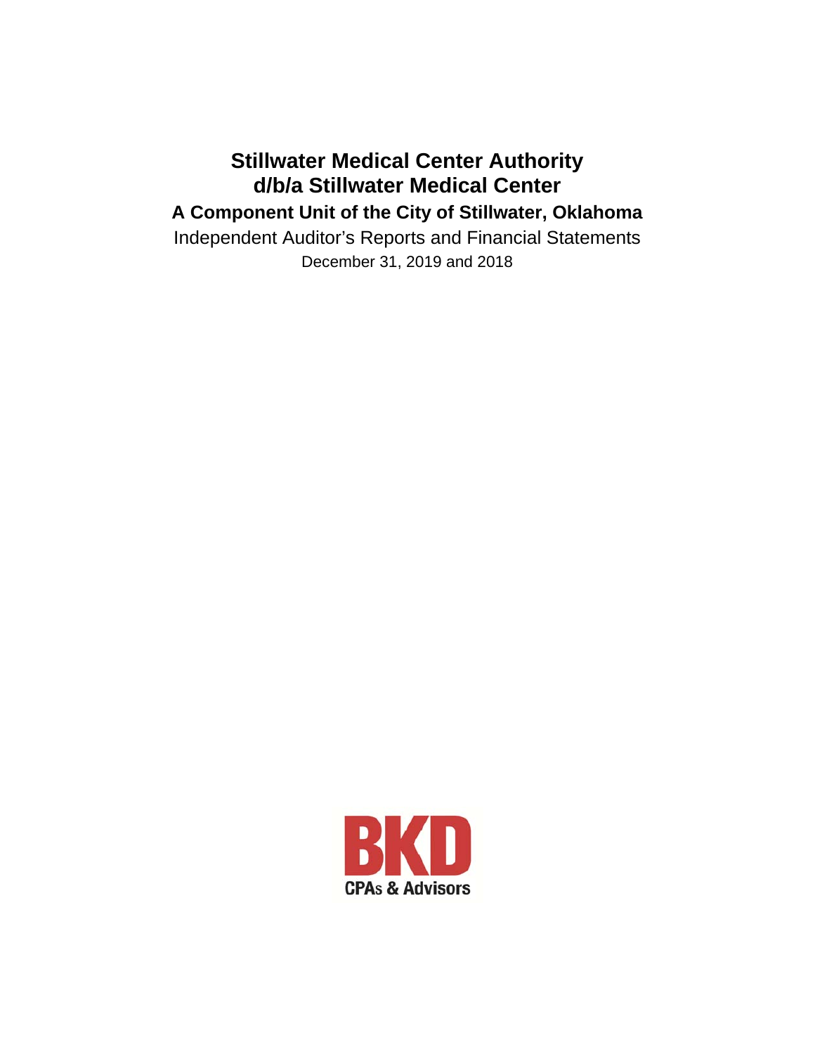# Stillwater Medical Center Authority
# d/b/a Stillwater Medical Center

## A Component Unit of the City of Stillwater, Oklahoma

Independent Auditor's Reports and Financial Statements

December 31, 2019 and 2018

BKD

CPAs & Advisors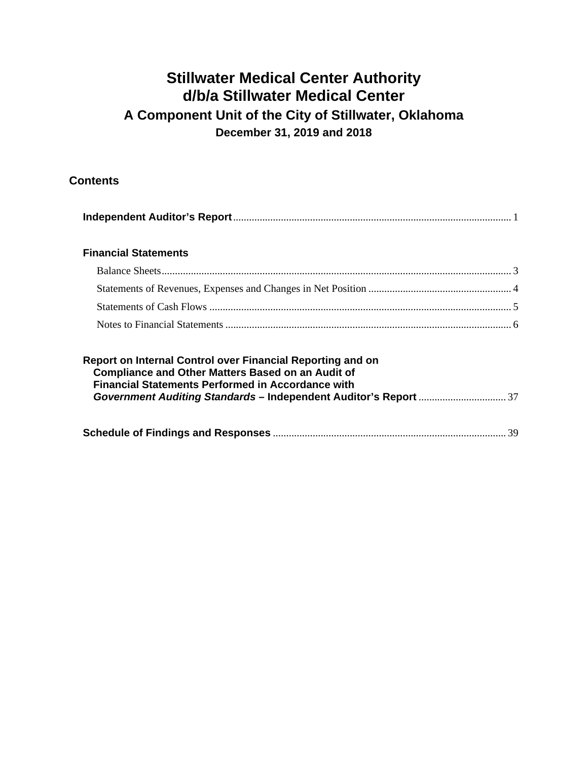# Stillwater Medical Center Authority
# d/b/a Stillwater Medical Center
## A Component Unit of the City of Stillwater, Oklahoma
### December 31, 2019 and 2018

## Contents

| | |
|---|---|
| **Independent Auditor's Report** | 1 |
| **Financial Statements** | |
| Balance Sheets | 3 |
| Statements of Revenues, Expenses and Changes in Net Position | 4 |
| Statements of Cash Flows | 5 |
| Notes to Financial Statements | 6 |
| **Report on Internal Control over Financial Reporting and on Compliance and Other Matters Based on an Audit of Financial Statements Performed in Accordance with *Government Auditing Standards* – Independent Auditor's Report** | 37 |
| **Schedule of Findings and Responses** | 39 |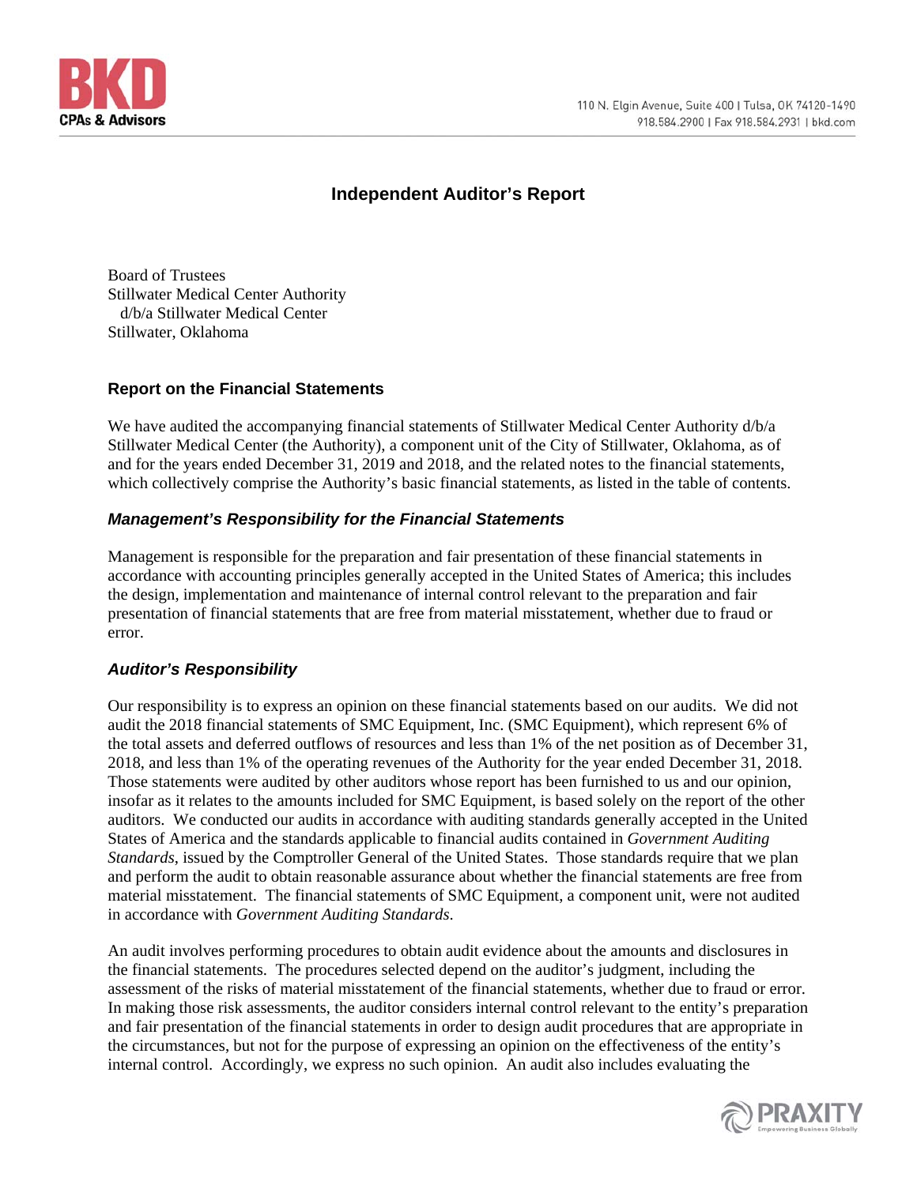# Independent Auditor's Report

Board of Trustees
Stillwater Medical Center Authority
d/b/a Stillwater Medical Center
Stillwater, Oklahoma

## Report on the Financial Statements

We have audited the accompanying financial statements of Stillwater Medical Center Authority d/b/a Stillwater Medical Center (the Authority), a component unit of the City of Stillwater, Oklahoma, as of and for the years ended December 31, 2019 and 2018, and the related notes to the financial statements, which collectively comprise the Authority's basic financial statements, as listed in the table of contents.

### *Management's Responsibility for the Financial Statements*

Management is responsible for the preparation and fair presentation of these financial statements in accordance with accounting principles generally accepted in the United States of America; this includes the design, implementation and maintenance of internal control relevant to the preparation and fair presentation of financial statements that are free from material misstatement, whether due to fraud or error.

### *Auditor's Responsibility*

Our responsibility is to express an opinion on these financial statements based on our audits. We did not audit the 2018 financial statements of SMC Equipment, Inc. (SMC Equipment), which represent 6% of the total assets and deferred outflows of resources and less than 1% of the net position as of December 31, 2018, and less than 1% of the operating revenues of the Authority for the year ended December 31, 2018. Those statements were audited by other auditors whose report has been furnished to us and our opinion, insofar as it relates to the amounts included for SMC Equipment, is based solely on the report of the other auditors. We conducted our audits in accordance with auditing standards generally accepted in the United States of America and the standards applicable to financial audits contained in *Government Auditing Standards*, issued by the Comptroller General of the United States. Those standards require that we plan and perform the audit to obtain reasonable assurance about whether the financial statements are free from material misstatement. The financial statements of SMC Equipment, a component unit, were not audited in accordance with *Government Auditing Standards*.

An audit involves performing procedures to obtain audit evidence about the amounts and disclosures in the financial statements. The procedures selected depend on the auditor's judgment, including the assessment of the risks of material misstatement of the financial statements, whether due to fraud or error. In making those risk assessments, the auditor considers internal control relevant to the entity's preparation and fair presentation of the financial statements in order to design audit procedures that are appropriate in the circumstances, but not for the purpose of expressing an opinion on the effectiveness of the entity's internal control. Accordingly, we express no such opinion. An audit also includes evaluating the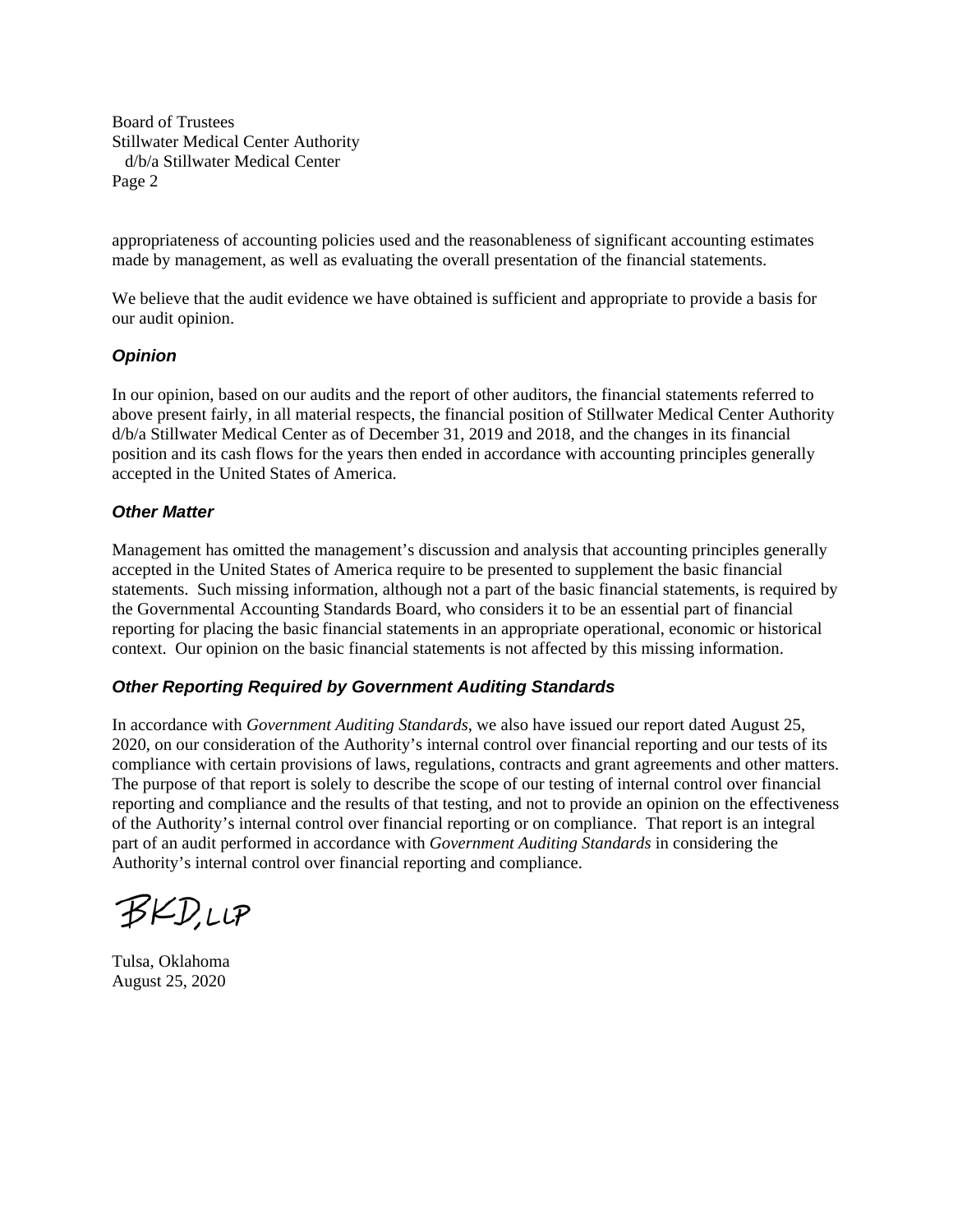Board of Trustees
Stillwater Medical Center Authority
d/b/a Stillwater Medical Center

appropriateness of accounting policies used and the reasonableness of significant accounting estimates made by management, as well as evaluating the overall presentation of the financial statements.

We believe that the audit evidence we have obtained is sufficient and appropriate to provide a basis for our audit opinion.

### *Opinion*

In our opinion, based on our audits and the report of other auditors, the financial statements referred to above present fairly, in all material respects, the financial position of Stillwater Medical Center Authority d/b/a Stillwater Medical Center as of December 31, 2019 and 2018, and the changes in its financial position and its cash flows for the years then ended in accordance with accounting principles generally accepted in the United States of America.

### *Other Matter*

Management has omitted the management's discussion and analysis that accounting principles generally accepted in the United States of America require to be presented to supplement the basic financial statements. Such missing information, although not a part of the basic financial statements, is required by the Governmental Accounting Standards Board, who considers it to be an essential part of financial reporting for placing the basic financial statements in an appropriate operational, economic or historical context. Our opinion on the basic financial statements is not affected by this missing information.

### *Other Reporting Required by Government Auditing Standards*

In accordance with *Government Auditing Standards*, we also have issued our report dated August 25, 2020, on our consideration of the Authority's internal control over financial reporting and our tests of its compliance with certain provisions of laws, regulations, contracts and grant agreements and other matters. The purpose of that report is solely to describe the scope of our testing of internal control over financial reporting and compliance and the results of that testing, and not to provide an opinion on the effectiveness of the Authority's internal control over financial reporting or on compliance. That report is an integral part of an audit performed in accordance with *Government Auditing Standards* in considering the Authority's internal control over financial reporting and compliance.

BKD, LLP

Tulsa, Oklahoma
August 25, 2020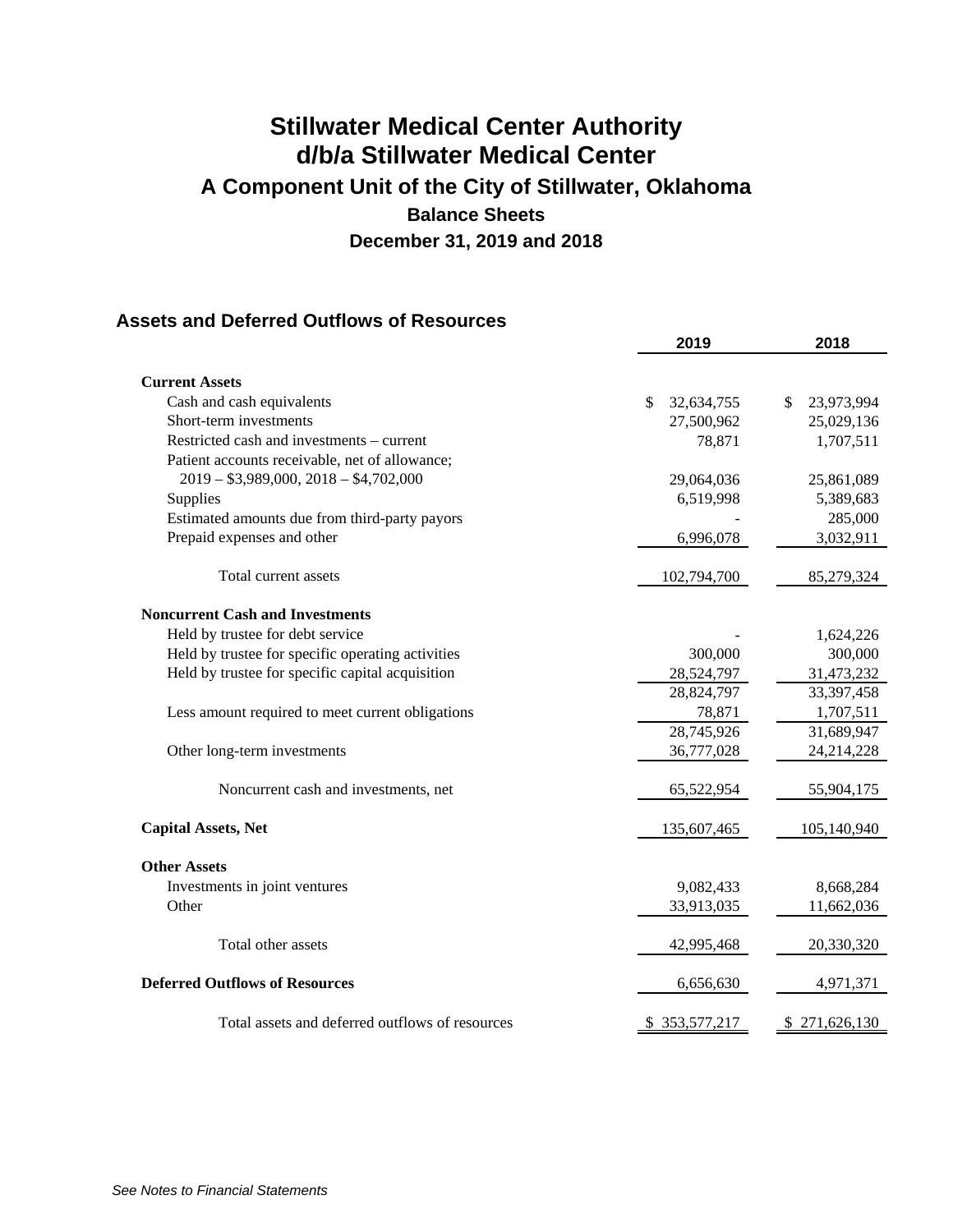# Stillwater Medical Center Authority
# d/b/a Stillwater Medical Center
## A Component Unit of the City of Stillwater, Oklahoma
### Balance Sheets
### December 31, 2019 and 2018

## Assets and Deferred Outflows of Resources

| | 2019 | 2018 |
|---|---|---|
| **Current Assets** | | |
| Cash and cash equivalents | $ 32,634,755 | $ 23,973,994 |
| Short-term investments | 27,500,962 | 25,029,136 |
| Restricted cash and investments – current | 78,871 | 1,707,511 |
| Patient accounts receivable, net of allowance; 2019 – $3,989,000, 2018 – $4,702,000 | 29,064,036 | 25,861,089 |
| Supplies | 6,519,998 | 5,389,683 |
| Estimated amounts due from third-party payors | - | 285,000 |
| Prepaid expenses and other | 6,996,078 | 3,032,911 |
| Total current assets | 102,794,700 | 85,279,324 |
| **Noncurrent Cash and Investments** | | |
| Held by trustee for debt service | - | 1,624,226 |
| Held by trustee for specific operating activities | 300,000 | 300,000 |
| Held by trustee for specific capital acquisition | 28,524,797 | 31,473,232 |
| | 28,824,797 | 33,397,458 |
| Less amount required to meet current obligations | 78,871 | 1,707,511 |
| | 28,745,926 | 31,689,947 |
| Other long-term investments | 36,777,028 | 24,214,228 |
| Noncurrent cash and investments, net | 65,522,954 | 55,904,175 |
| **Capital Assets, Net** | 135,607,465 | 105,140,940 |
| **Other Assets** | | |
| Investments in joint ventures | 9,082,433 | 8,668,284 |
| Other | 33,913,035 | 11,662,036 |
| Total other assets | 42,995,468 | 20,330,320 |
| **Deferred Outflows of Resources** | 6,656,630 | 4,971,371 |
| Total assets and deferred outflows of resources | $ 353,577,217 | $ 271,626,130 |

*See Notes to Financial Statements*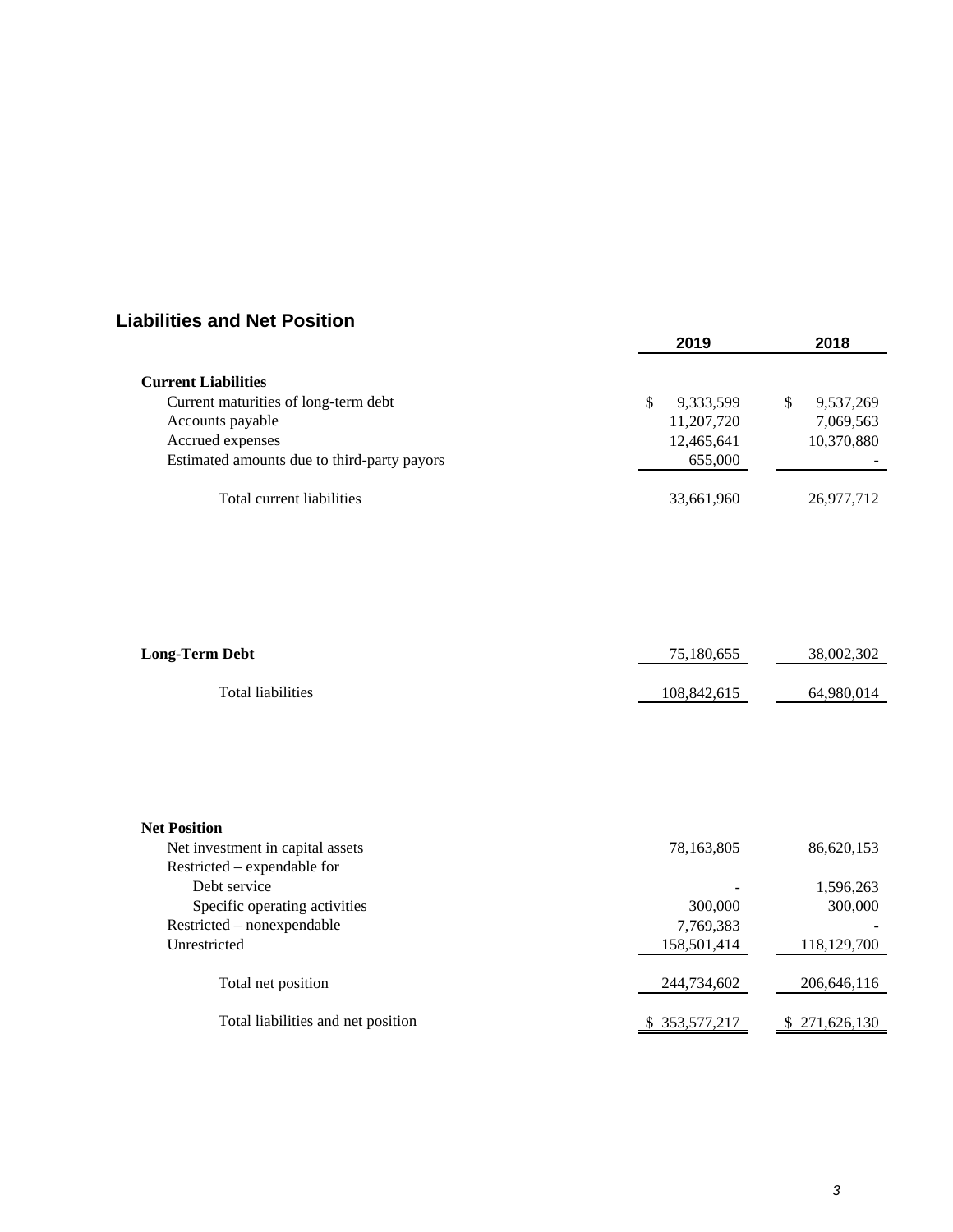## Liabilities and Net Position

| | 2019 | 2018 |
|---|---|---|
| **Current Liabilities** | | |
| Current maturities of long-term debt | $ 9,333,599 | $ 9,537,269 |
| Accounts payable | 11,207,720 | 7,069,563 |
| Accrued expenses | 12,465,641 | 10,370,880 |
| Estimated amounts due to third-party payors | 655,000 | - |
| Total current liabilities | 33,661,960 | 26,977,712 |
| **Long-Term Debt** | 75,180,655 | 38,002,302 |
| Total liabilities | 108,842,615 | 64,980,014 |
| **Net Position** | | |
| Net investment in capital assets | 78,163,805 | 86,620,153 |
| Restricted – expendable for | | |
| Debt service | - | 1,596,263 |
| Specific operating activities | 300,000 | 300,000 |
| Restricted – nonexpendable | 7,769,383 | - |
| Unrestricted | 158,501,414 | 118,129,700 |
| Total net position | 244,734,602 | 206,646,116 |
| Total liabilities and net position | $ 353,577,217 | $ 271,626,130 |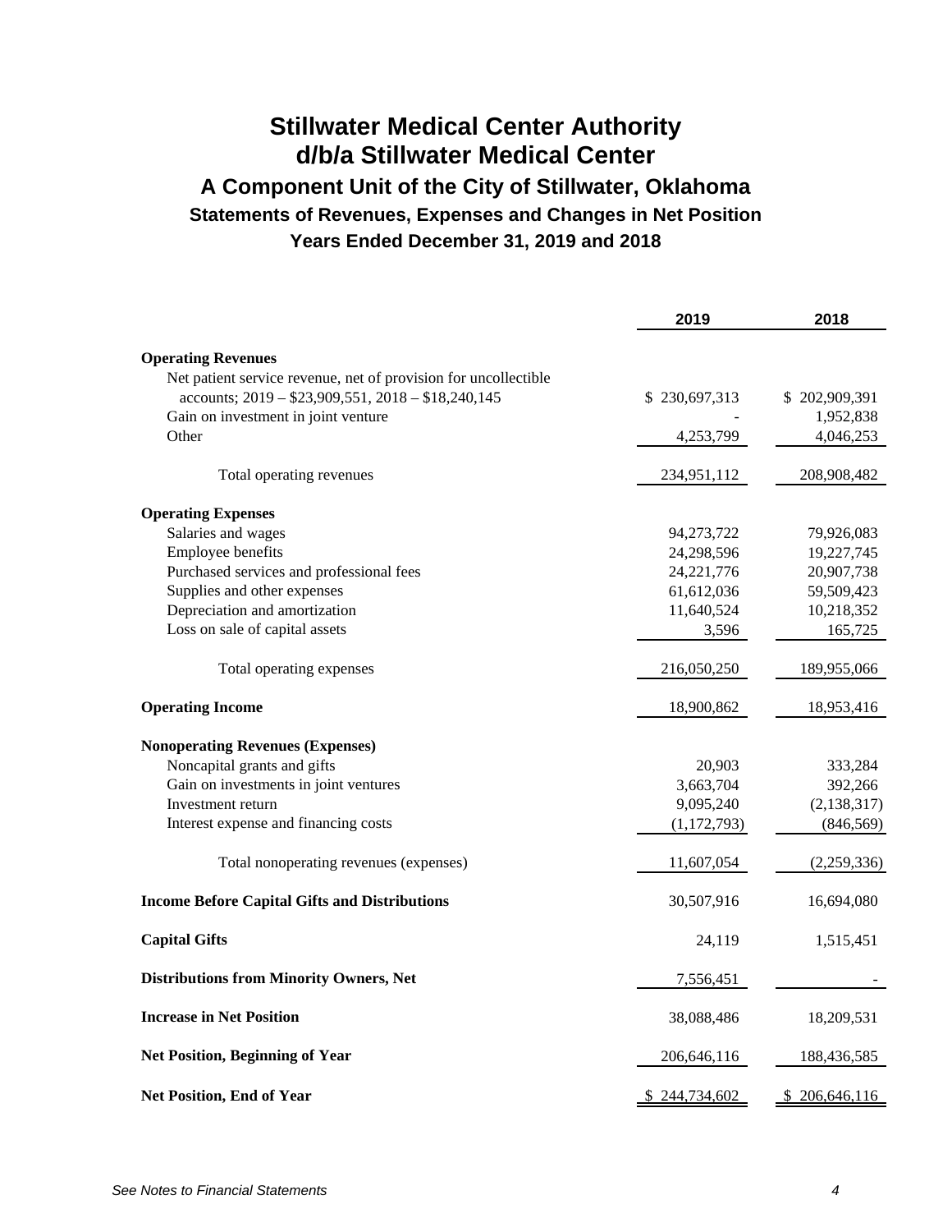# Stillwater Medical Center Authority
# d/b/a Stillwater Medical Center
## A Component Unit of the City of Stillwater, Oklahoma
### Statements of Revenues, Expenses and Changes in Net Position
### Years Ended December 31, 2019 and 2018

| | 2019 | 2018 |
|---|---|---|
| **Operating Revenues** | | |
| Net patient service revenue, net of provision for uncollectible accounts; 2019 – $23,909,551, 2018 – $18,240,145 | $ 230,697,313 | $ 202,909,391 |
| Gain on investment in joint venture | - | 1,952,838 |
| Other | 4,253,799 | 4,046,253 |
| Total operating revenues | 234,951,112 | 208,908,482 |
| **Operating Expenses** | | |
| Salaries and wages | 94,273,722 | 79,926,083 |
| Employee benefits | 24,298,596 | 19,227,745 |
| Purchased services and professional fees | 24,221,776 | 20,907,738 |
| Supplies and other expenses | 61,612,036 | 59,509,423 |
| Depreciation and amortization | 11,640,524 | 10,218,352 |
| Loss on sale of capital assets | 3,596 | 165,725 |
| Total operating expenses | 216,050,250 | 189,955,066 |
| **Operating Income** | 18,900,862 | 18,953,416 |
| **Nonoperating Revenues (Expenses)** | | |
| Noncapital grants and gifts | 20,903 | 333,284 |
| Gain on investments in joint ventures | 3,663,704 | 392,266 |
| Investment return | 9,095,240 | (2,138,317) |
| Interest expense and financing costs | (1,172,793) | (846,569) |
| Total nonoperating revenues (expenses) | 11,607,054 | (2,259,336) |
| **Income Before Capital Gifts and Distributions** | 30,507,916 | 16,694,080 |
| **Capital Gifts** | 24,119 | 1,515,451 |
| **Distributions from Minority Owners, Net** | 7,556,451 | - |
| **Increase in Net Position** | 38,088,486 | 18,209,531 |
| **Net Position, Beginning of Year** | 206,646,116 | 188,436,585 |
| **Net Position, End of Year** | $ 244,734,602 | $ 206,646,116 |

*See Notes to Financial Statements*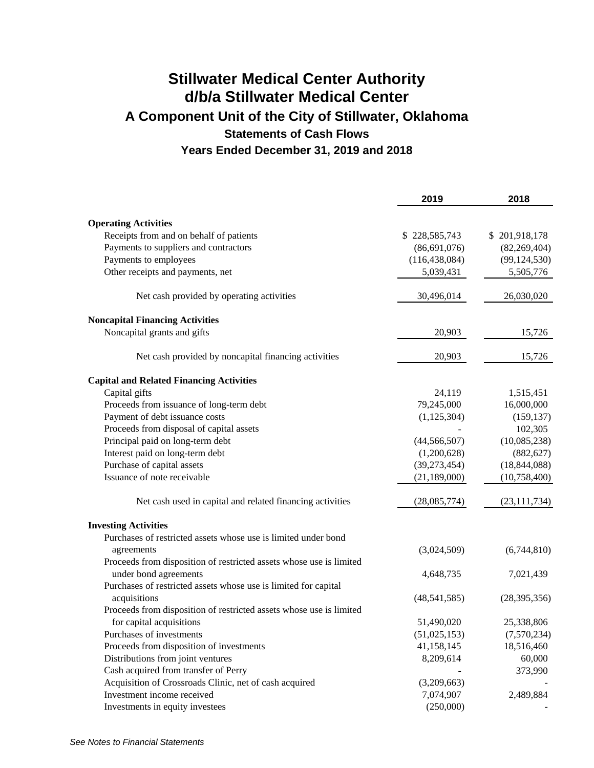# Stillwater Medical Center Authority
# d/b/a Stillwater Medical Center
## A Component Unit of the City of Stillwater, Oklahoma
### Statements of Cash Flows
### Years Ended December 31, 2019 and 2018

| | 2019 | 2018 |
|---|---|---|
| **Operating Activities** | | |
| Receipts from and on behalf of patients | $ 228,585,743 | $ 201,918,178 |
| Payments to suppliers and contractors | (86,691,076) | (82,269,404) |
| Payments to employees | (116,438,084) | (99,124,530) |
| Other receipts and payments, net | 5,039,431 | 5,505,776 |
| Net cash provided by operating activities | 30,496,014 | 26,030,020 |
| **Noncapital Financing Activities** | | |
| Noncapital grants and gifts | 20,903 | 15,726 |
| Net cash provided by noncapital financing activities | 20,903 | 15,726 |
| **Capital and Related Financing Activities** | | |
| Capital gifts | 24,119 | 1,515,451 |
| Proceeds from issuance of long-term debt | 79,245,000 | 16,000,000 |
| Payment of debt issuance costs | (1,125,304) | (159,137) |
| Proceeds from disposal of capital assets | - | 102,305 |
| Principal paid on long-term debt | (44,566,507) | (10,085,238) |
| Interest paid on long-term debt | (1,200,628) | (882,627) |
| Purchase of capital assets | (39,273,454) | (18,844,088) |
| Issuance of note receivable | (21,189,000) | (10,758,400) |
| Net cash used in capital and related financing activities | (28,085,774) | (23,111,734) |
| **Investing Activities** | | |
| Purchases of restricted assets whose use is limited under bond agreements | (3,024,509) | (6,744,810) |
| Proceeds from disposition of restricted assets whose use is limited under bond agreements | 4,648,735 | 7,021,439 |
| Purchases of restricted assets whose use is limited for capital acquisitions | (48,541,585) | (28,395,356) |
| Proceeds from disposition of restricted assets whose use is limited for capital acquisitions | 51,490,020 | 25,338,806 |
| Purchases of investments | (51,025,153) | (7,570,234) |
| Proceeds from disposition of investments | 41,158,145 | 18,516,460 |
| Distributions from joint ventures | 8,209,614 | 60,000 |
| Cash acquired from transfer of Perry | - | 373,990 |
| Acquisition of Crossroads Clinic, net of cash acquired | (3,209,663) | - |
| Investment income received | 7,074,907 | 2,489,884 |
| Investments in equity investees | (250,000) | - |

*See Notes to Financial Statements*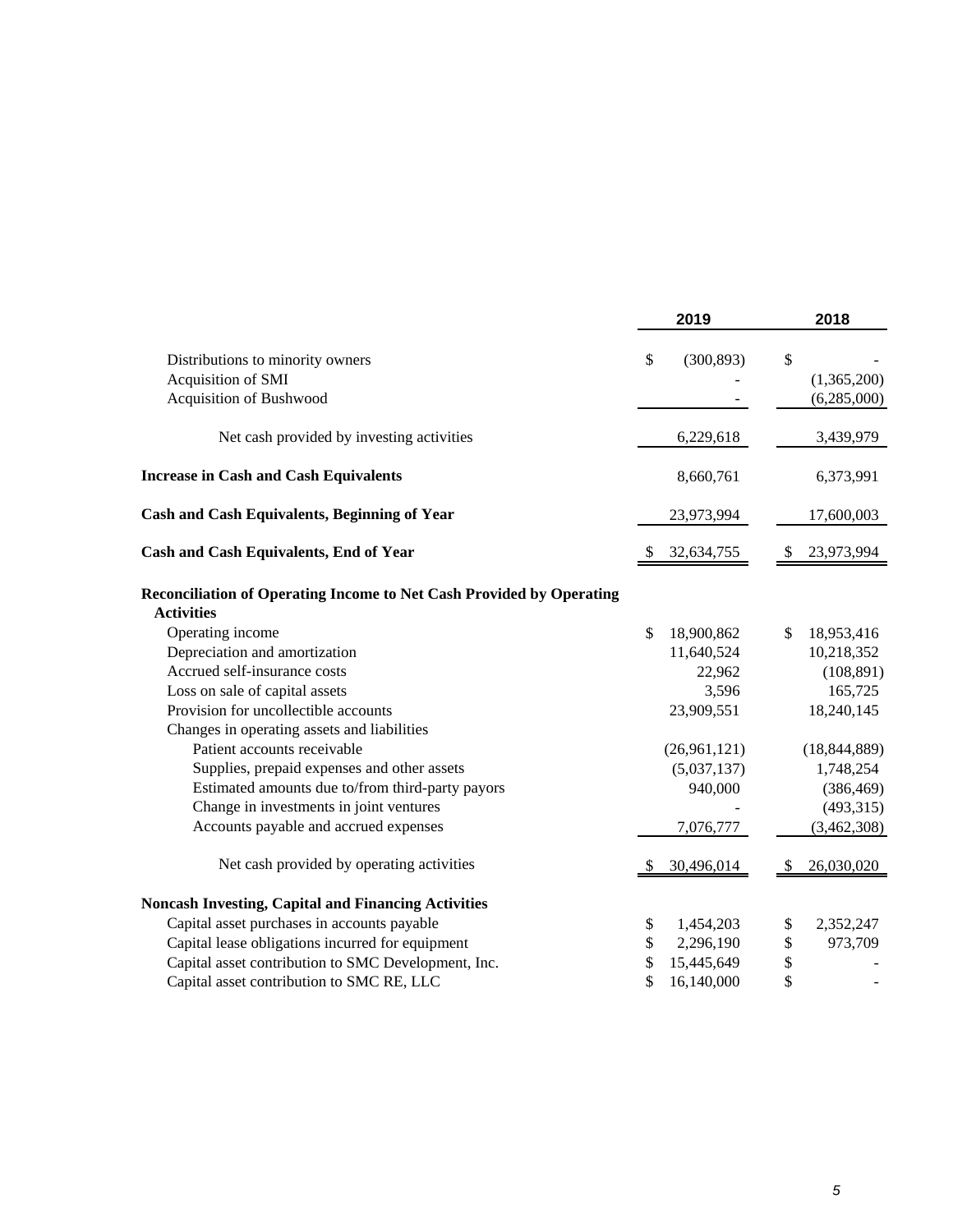| | 2019 | 2018 |
|---|---|---|
| Distributions to minority owners | $ (300,893) | $ - |
| Acquisition of SMI | - | (1,365,200) |
| Acquisition of Bushwood | - | (6,285,000) |
| Net cash provided by investing activities | 6,229,618 | 3,439,979 |
| **Increase in Cash and Cash Equivalents** | 8,660,761 | 6,373,991 |
| **Cash and Cash Equivalents, Beginning of Year** | 23,973,994 | 17,600,003 |
| **Cash and Cash Equivalents, End of Year** | $ 32,634,755 | $ 23,973,994 |
| **Reconciliation of Operating Income to Net Cash Provided by Operating Activities** | | |
| Operating income | $ 18,900,862 | $ 18,953,416 |
| Depreciation and amortization | 11,640,524 | 10,218,352 |
| Accrued self-insurance costs | 22,962 | (108,891) |
| Loss on sale of capital assets | 3,596 | 165,725 |
| Provision for uncollectible accounts | 23,909,551 | 18,240,145 |
| Changes in operating assets and liabilities | | |
| Patient accounts receivable | (26,961,121) | (18,844,889) |
| Supplies, prepaid expenses and other assets | (5,037,137) | 1,748,254 |
| Estimated amounts due to/from third-party payors | 940,000 | (386,469) |
| Change in investments in joint ventures | - | (493,315) |
| Accounts payable and accrued expenses | 7,076,777 | (3,462,308) |
| Net cash provided by operating activities | $ 30,496,014 | $ 26,030,020 |
| **Noncash Investing, Capital and Financing Activities** | | |
| Capital asset purchases in accounts payable | $ 1,454,203 | $ 2,352,247 |
| Capital lease obligations incurred for equipment | $ 2,296,190 | $ 973,709 |
| Capital asset contribution to SMC Development, Inc. | $ 15,445,649 | $ - |
| Capital asset contribution to SMC RE, LLC | $ 16,140,000 | $ - |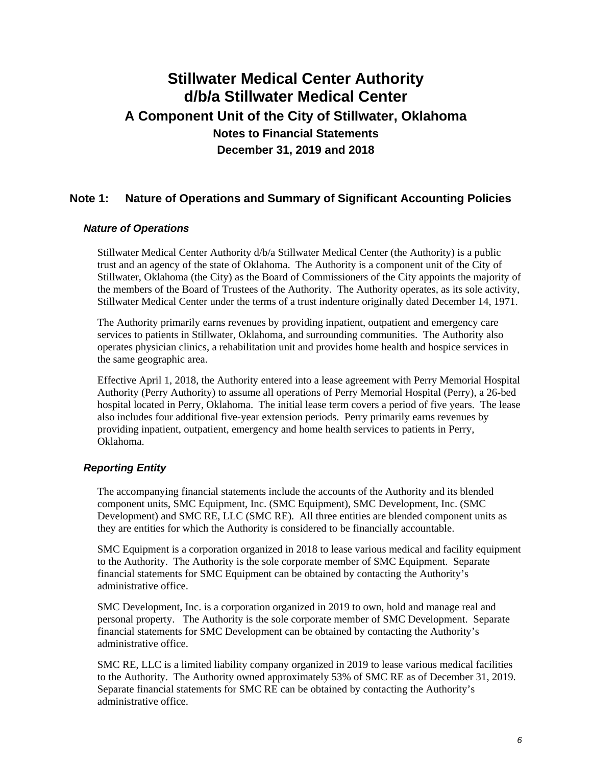# Stillwater Medical Center Authority
# d/b/a Stillwater Medical Center
## A Component Unit of the City of Stillwater, Oklahoma
### Notes to Financial Statements
### December 31, 2019 and 2018

## Note 1: Nature of Operations and Summary of Significant Accounting Policies

### *Nature of Operations*

Stillwater Medical Center Authority d/b/a Stillwater Medical Center (the Authority) is a public trust and an agency of the state of Oklahoma. The Authority is a component unit of the City of Stillwater, Oklahoma (the City) as the Board of Commissioners of the City appoints the majority of the members of the Board of Trustees of the Authority. The Authority operates, as its sole activity, Stillwater Medical Center under the terms of a trust indenture originally dated December 14, 1971.

The Authority primarily earns revenues by providing inpatient, outpatient and emergency care services to patients in Stillwater, Oklahoma, and surrounding communities. The Authority also operates physician clinics, a rehabilitation unit and provides home health and hospice services in the same geographic area.

Effective April 1, 2018, the Authority entered into a lease agreement with Perry Memorial Hospital Authority (Perry Authority) to assume all operations of Perry Memorial Hospital (Perry), a 26-bed hospital located in Perry, Oklahoma. The initial lease term covers a period of five years. The lease also includes four additional five-year extension periods. Perry primarily earns revenues by providing inpatient, outpatient, emergency and home health services to patients in Perry, Oklahoma.

### *Reporting Entity*

The accompanying financial statements include the accounts of the Authority and its blended component units, SMC Equipment, Inc. (SMC Equipment), SMC Development, Inc. (SMC Development) and SMC RE, LLC (SMC RE). All three entities are blended component units as they are entities for which the Authority is considered to be financially accountable.

SMC Equipment is a corporation organized in 2018 to lease various medical and facility equipment to the Authority. The Authority is the sole corporate member of SMC Equipment. Separate financial statements for SMC Equipment can be obtained by contacting the Authority's administrative office.

SMC Development, Inc. is a corporation organized in 2019 to own, hold and manage real and personal property. The Authority is the sole corporate member of SMC Development. Separate financial statements for SMC Development can be obtained by contacting the Authority's administrative office.

SMC RE, LLC is a limited liability company organized in 2019 to lease various medical facilities to the Authority. The Authority owned approximately 53% of SMC RE as of December 31, 2019. Separate financial statements for SMC RE can be obtained by contacting the Authority's administrative office.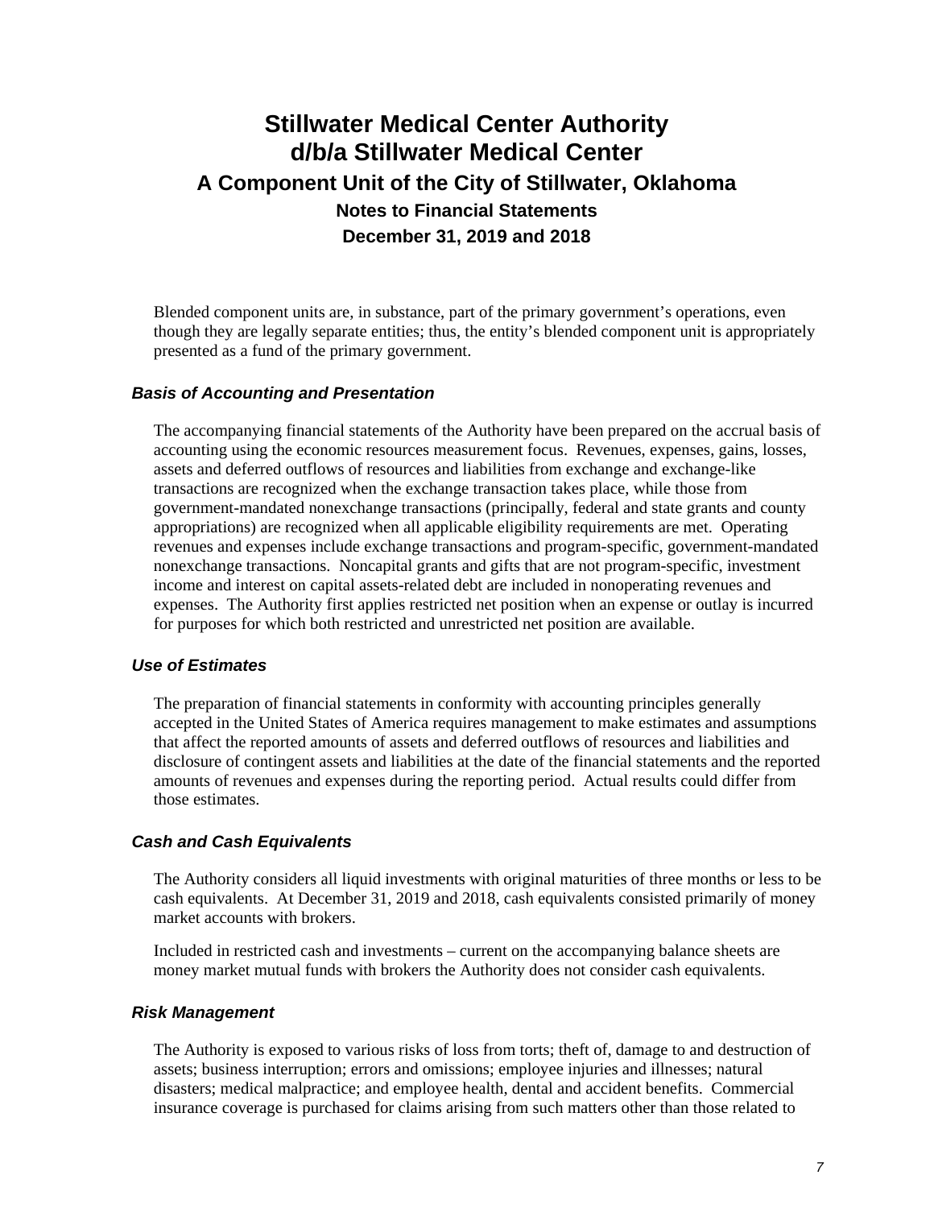Blended component units are, in substance, part of the primary government's operations, even though they are legally separate entities; thus, the entity's blended component unit is appropriately presented as a fund of the primary government.

### *Basis of Accounting and Presentation*

The accompanying financial statements of the Authority have been prepared on the accrual basis of accounting using the economic resources measurement focus. Revenues, expenses, gains, losses, assets and deferred outflows of resources and liabilities from exchange and exchange-like transactions are recognized when the exchange transaction takes place, while those from government-mandated nonexchange transactions (principally, federal and state grants and county appropriations) are recognized when all applicable eligibility requirements are met. Operating revenues and expenses include exchange transactions and program-specific, government-mandated nonexchange transactions. Noncapital grants and gifts that are not program-specific, investment income and interest on capital assets-related debt are included in nonoperating revenues and expenses. The Authority first applies restricted net position when an expense or outlay is incurred for purposes for which both restricted and unrestricted net position are available.

### *Use of Estimates*

The preparation of financial statements in conformity with accounting principles generally accepted in the United States of America requires management to make estimates and assumptions that affect the reported amounts of assets and deferred outflows of resources and liabilities and disclosure of contingent assets and liabilities at the date of the financial statements and the reported amounts of revenues and expenses during the reporting period. Actual results could differ from those estimates.

### *Cash and Cash Equivalents*

The Authority considers all liquid investments with original maturities of three months or less to be cash equivalents. At December 31, 2019 and 2018, cash equivalents consisted primarily of money market accounts with brokers.

Included in restricted cash and investments – current on the accompanying balance sheets are money market mutual funds with brokers the Authority does not consider cash equivalents.

### *Risk Management*

The Authority is exposed to various risks of loss from torts; theft of, damage to and destruction of assets; business interruption; errors and omissions; employee injuries and illnesses; natural disasters; medical malpractice; and employee health, dental and accident benefits. Commercial insurance coverage is purchased for claims arising from such matters other than those related to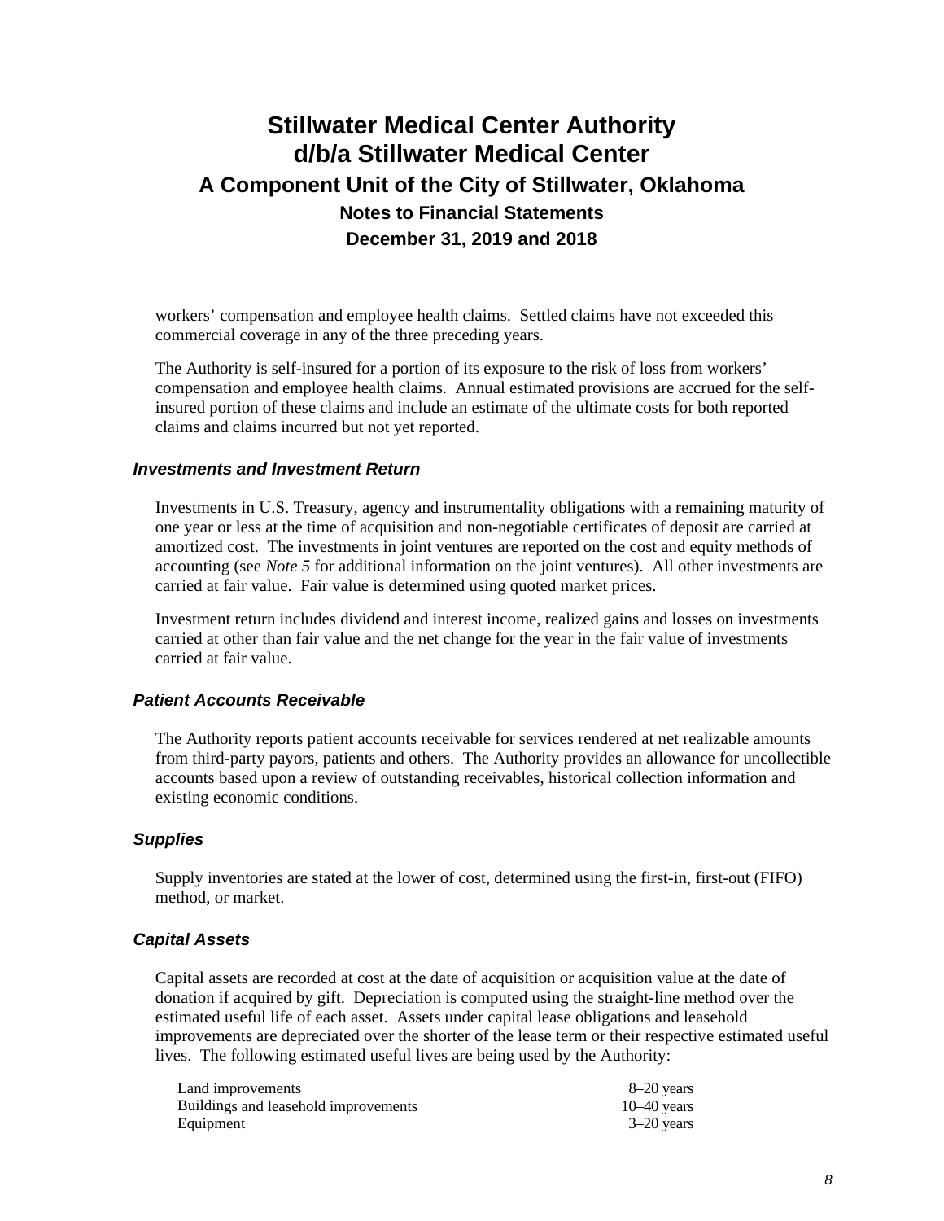workers' compensation and employee health claims. Settled claims have not exceeded this commercial coverage in any of the three preceding years.

The Authority is self-insured for a portion of its exposure to the risk of loss from workers' compensation and employee health claims. Annual estimated provisions are accrued for the self-insured portion of these claims and include an estimate of the ultimate costs for both reported claims and claims incurred but not yet reported.

### *Investments and Investment Return*

Investments in U.S. Treasury, agency and instrumentality obligations with a remaining maturity of one year or less at the time of acquisition and non-negotiable certificates of deposit are carried at amortized cost. The investments in joint ventures are reported on the cost and equity methods of accounting (see *Note 5* for additional information on the joint ventures). All other investments are carried at fair value. Fair value is determined using quoted market prices.

Investment return includes dividend and interest income, realized gains and losses on investments carried at other than fair value and the net change for the year in the fair value of investments carried at fair value.

### *Patient Accounts Receivable*

The Authority reports patient accounts receivable for services rendered at net realizable amounts from third-party payors, patients and others. The Authority provides an allowance for uncollectible accounts based upon a review of outstanding receivables, historical collection information and existing economic conditions.

### *Supplies*

Supply inventories are stated at the lower of cost, determined using the first-in, first-out (FIFO) method, or market.

### *Capital Assets*

Capital assets are recorded at cost at the date of acquisition or acquisition value at the date of donation if acquired by gift. Depreciation is computed using the straight-line method over the estimated useful life of each asset. Assets under capital lease obligations and leasehold improvements are depreciated over the shorter of the lease term or their respective estimated useful lives. The following estimated useful lives are being used by the Authority:

| | |
|---|---|
| Land improvements | 8–20 years |
| Buildings and leasehold improvements | 10–40 years |
| Equipment | 3–20 years |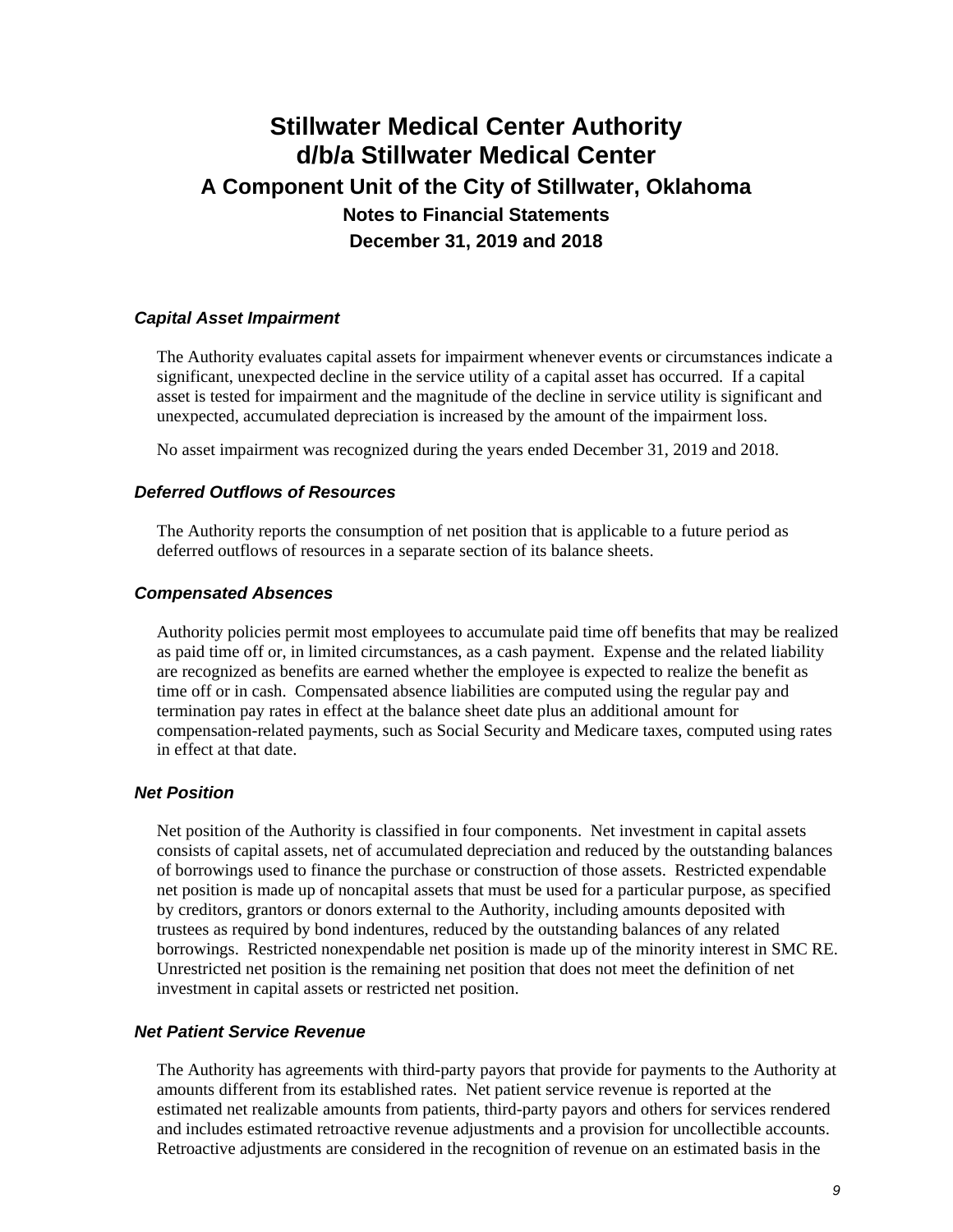### *Capital Asset Impairment*

The Authority evaluates capital assets for impairment whenever events or circumstances indicate a significant, unexpected decline in the service utility of a capital asset has occurred. If a capital asset is tested for impairment and the magnitude of the decline in service utility is significant and unexpected, accumulated depreciation is increased by the amount of the impairment loss.

No asset impairment was recognized during the years ended December 31, 2019 and 2018.

### *Deferred Outflows of Resources*

The Authority reports the consumption of net position that is applicable to a future period as deferred outflows of resources in a separate section of its balance sheets.

### *Compensated Absences*

Authority policies permit most employees to accumulate paid time off benefits that may be realized as paid time off or, in limited circumstances, as a cash payment. Expense and the related liability are recognized as benefits are earned whether the employee is expected to realize the benefit as time off or in cash. Compensated absence liabilities are computed using the regular pay and termination pay rates in effect at the balance sheet date plus an additional amount for compensation-related payments, such as Social Security and Medicare taxes, computed using rates in effect at that date.

### *Net Position*

Net position of the Authority is classified in four components. Net investment in capital assets consists of capital assets, net of accumulated depreciation and reduced by the outstanding balances of borrowings used to finance the purchase or construction of those assets. Restricted expendable net position is made up of noncapital assets that must be used for a particular purpose, as specified by creditors, grantors or donors external to the Authority, including amounts deposited with trustees as required by bond indentures, reduced by the outstanding balances of any related borrowings. Restricted nonexpendable net position is made up of the minority interest in SMC RE. Unrestricted net position is the remaining net position that does not meet the definition of net investment in capital assets or restricted net position.

### *Net Patient Service Revenue*

The Authority has agreements with third-party payors that provide for payments to the Authority at amounts different from its established rates. Net patient service revenue is reported at the estimated net realizable amounts from patients, third-party payors and others for services rendered and includes estimated retroactive revenue adjustments and a provision for uncollectible accounts. Retroactive adjustments are considered in the recognition of revenue on an estimated basis in the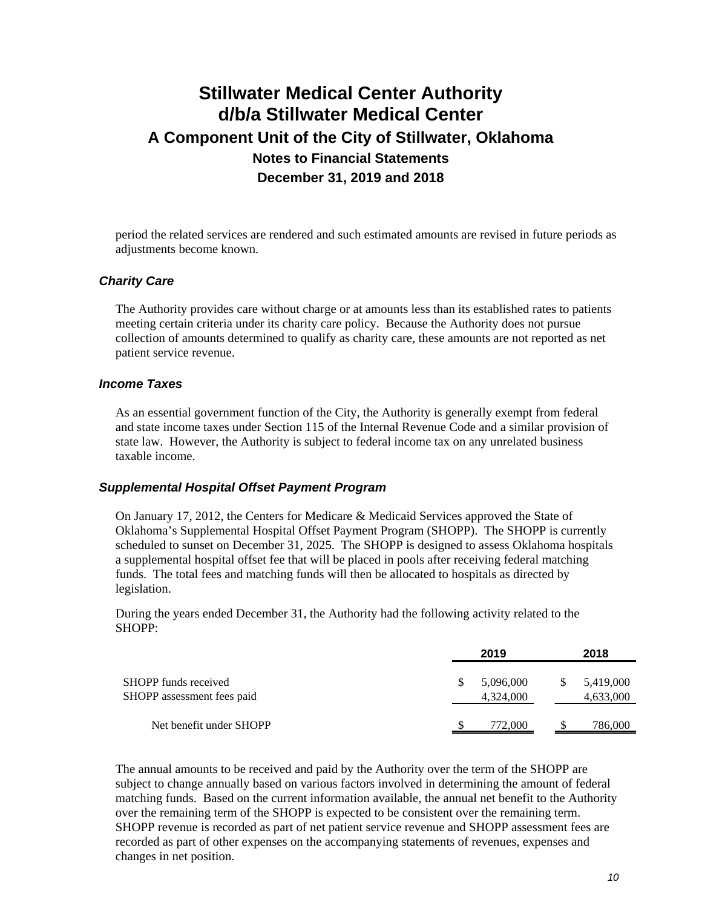period the related services are rendered and such estimated amounts are revised in future periods as adjustments become known.

### *Charity Care*

The Authority provides care without charge or at amounts less than its established rates to patients meeting certain criteria under its charity care policy. Because the Authority does not pursue collection of amounts determined to qualify as charity care, these amounts are not reported as net patient service revenue.

### *Income Taxes*

As an essential government function of the City, the Authority is generally exempt from federal and state income taxes under Section 115 of the Internal Revenue Code and a similar provision of state law. However, the Authority is subject to federal income tax on any unrelated business taxable income.

### *Supplemental Hospital Offset Payment Program*

On January 17, 2012, the Centers for Medicare & Medicaid Services approved the State of Oklahoma's Supplemental Hospital Offset Payment Program (SHOPP). The SHOPP is currently scheduled to sunset on December 31, 2025. The SHOPP is designed to assess Oklahoma hospitals a supplemental hospital offset fee that will be placed in pools after receiving federal matching funds. The total fees and matching funds will then be allocated to hospitals as directed by legislation.

During the years ended December 31, the Authority had the following activity related to the SHOPP:

| | 2019 | 2018 |
|---|---|---|
| SHOPP funds received | $ 5,096,000 | $ 5,419,000 |
| SHOPP assessment fees paid | 4,324,000 | 4,633,000 |
| Net benefit under SHOPP | $ 772,000 | $ 786,000 |

The annual amounts to be received and paid by the Authority over the term of the SHOPP are subject to change annually based on various factors involved in determining the amount of federal matching funds. Based on the current information available, the annual net benefit to the Authority over the remaining term of the SHOPP is expected to be consistent over the remaining term. SHOPP revenue is recorded as part of net patient service revenue and SHOPP assessment fees are recorded as part of other expenses on the accompanying statements of revenues, expenses and changes in net position.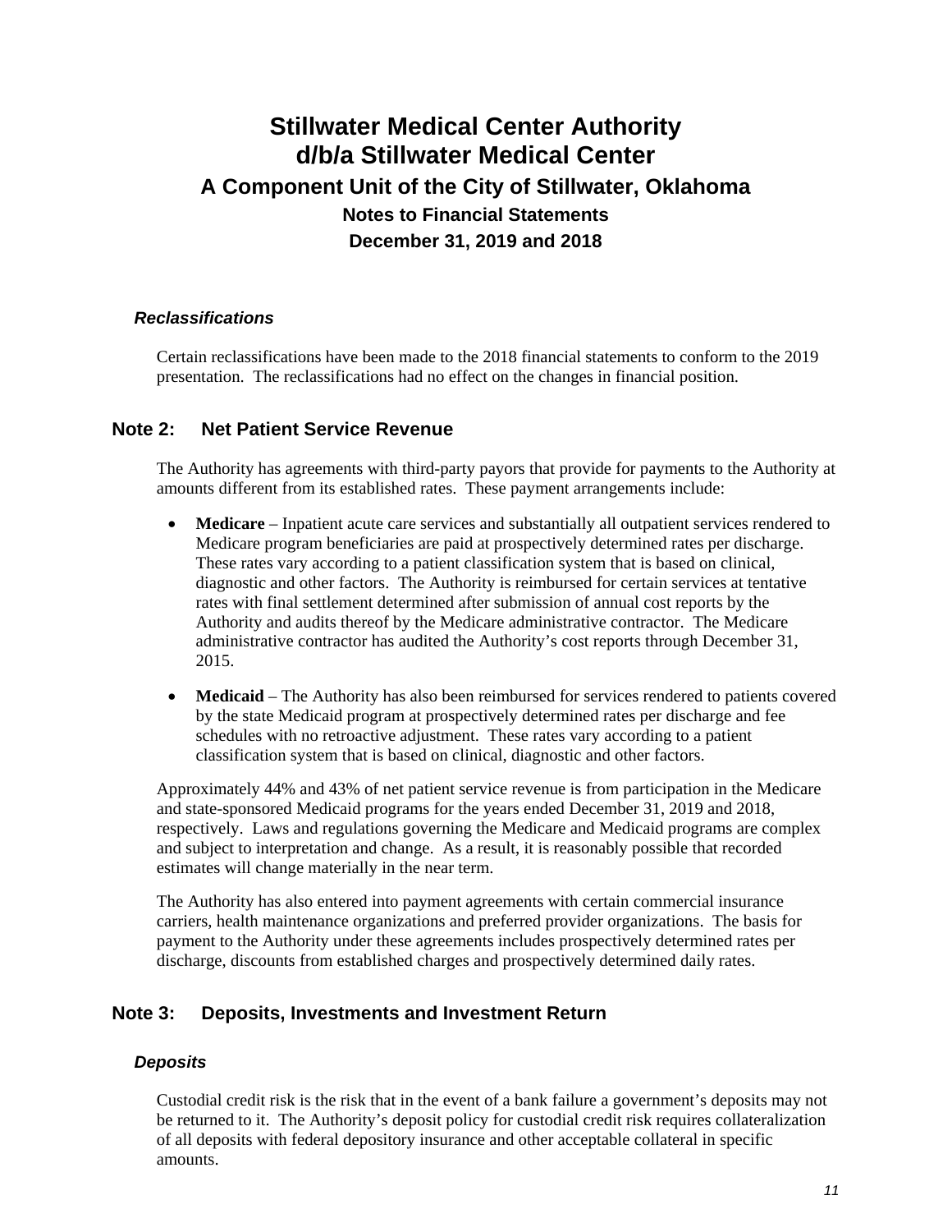### *Reclassifications*

Certain reclassifications have been made to the 2018 financial statements to conform to the 2019 presentation. The reclassifications had no effect on the changes in financial position.

## Note 2: Net Patient Service Revenue

The Authority has agreements with third-party payors that provide for payments to the Authority at amounts different from its established rates. These payment arrangements include:

- **Medicare** – Inpatient acute care services and substantially all outpatient services rendered to Medicare program beneficiaries are paid at prospectively determined rates per discharge. These rates vary according to a patient classification system that is based on clinical, diagnostic and other factors. The Authority is reimbursed for certain services at tentative rates with final settlement determined after submission of annual cost reports by the Authority and audits thereof by the Medicare administrative contractor. The Medicare administrative contractor has audited the Authority's cost reports through December 31, 2015.

- **Medicaid** – The Authority has also been reimbursed for services rendered to patients covered by the state Medicaid program at prospectively determined rates per discharge and fee schedules with no retroactive adjustment. These rates vary according to a patient classification system that is based on clinical, diagnostic and other factors.

Approximately 44% and 43% of net patient service revenue is from participation in the Medicare and state-sponsored Medicaid programs for the years ended December 31, 2019 and 2018, respectively. Laws and regulations governing the Medicare and Medicaid programs are complex and subject to interpretation and change. As a result, it is reasonably possible that recorded estimates will change materially in the near term.

The Authority has also entered into payment agreements with certain commercial insurance carriers, health maintenance organizations and preferred provider organizations. The basis for payment to the Authority under these agreements includes prospectively determined rates per discharge, discounts from established charges and prospectively determined daily rates.

## Note 3: Deposits, Investments and Investment Return

### *Deposits*

Custodial credit risk is the risk that in the event of a bank failure a government's deposits may not be returned to it. The Authority's deposit policy for custodial credit risk requires collateralization of all deposits with federal depository insurance and other acceptable collateral in specific amounts.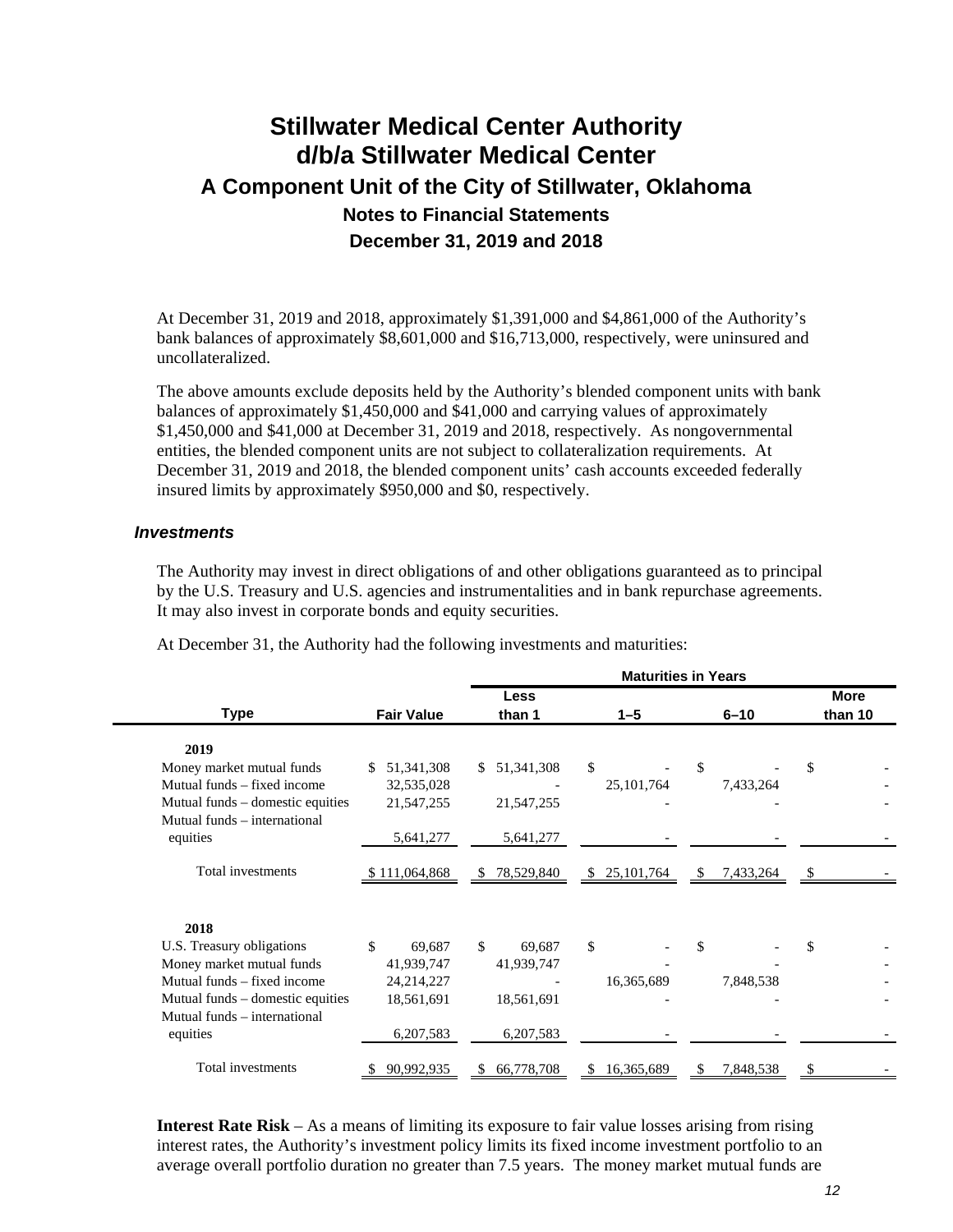At December 31, 2019 and 2018, approximately $1,391,000 and $4,861,000 of the Authority's bank balances of approximately $8,601,000 and $16,713,000, respectively, were uninsured and uncollateralized.

The above amounts exclude deposits held by the Authority's blended component units with bank balances of approximately $1,450,000 and $41,000 and carrying values of approximately $1,450,000 and $41,000 at December 31, 2019 and 2018, respectively. As nongovernmental entities, the blended component units are not subject to collateralization requirements. At December 31, 2019 and 2018, the blended component units' cash accounts exceeded federally insured limits by approximately $950,000 and $0, respectively.

### *Investments*

The Authority may invest in direct obligations of and other obligations guaranteed as to principal by the U.S. Treasury and U.S. agencies and instrumentalities and in bank repurchase agreements. It may also invest in corporate bonds and equity securities.

At December 31, the Authority had the following investments and maturities:

| | | Maturities in Years | | | |
|---|---|---|---|---|---|
| **Type** | **Fair Value** | **Less than 1** | **1–5** | **6–10** | **More than 10** |
| **2019** | | | | | |
| Money market mutual funds | $ 51,341,308 | $ 51,341,308 | $ - | $ - | $ - |
| Mutual funds – fixed income | 32,535,028 | - | 25,101,764 | 7,433,264 | - |
| Mutual funds – domestic equities | 21,547,255 | 21,547,255 | - | - | - |
| Mutual funds – international equities | 5,641,277 | 5,641,277 | - | - | - |
| Total investments | $ 111,064,868 | $ 78,529,840 | $ 25,101,764 | $ 7,433,264 | $ - |
| **2018** | | | | | |
| U.S. Treasury obligations | $ 69,687 | $ 69,687 | $ - | $ - | $ - |
| Money market mutual funds | 41,939,747 | 41,939,747 | - | - | - |
| Mutual funds – fixed income | 24,214,227 | - | 16,365,689 | 7,848,538 | - |
| Mutual funds – domestic equities | 18,561,691 | 18,561,691 | - | - | - |
| Mutual funds – international equities | 6,207,583 | 6,207,583 | - | - | - |
| Total investments | $ 90,992,935 | $ 66,778,708 | $ 16,365,689 | $ 7,848,538 | $ - |

**Interest Rate Risk** – As a means of limiting its exposure to fair value losses arising from rising interest rates, the Authority's investment policy limits its fixed income investment portfolio to an average overall portfolio duration no greater than 7.5 years. The money market mutual funds are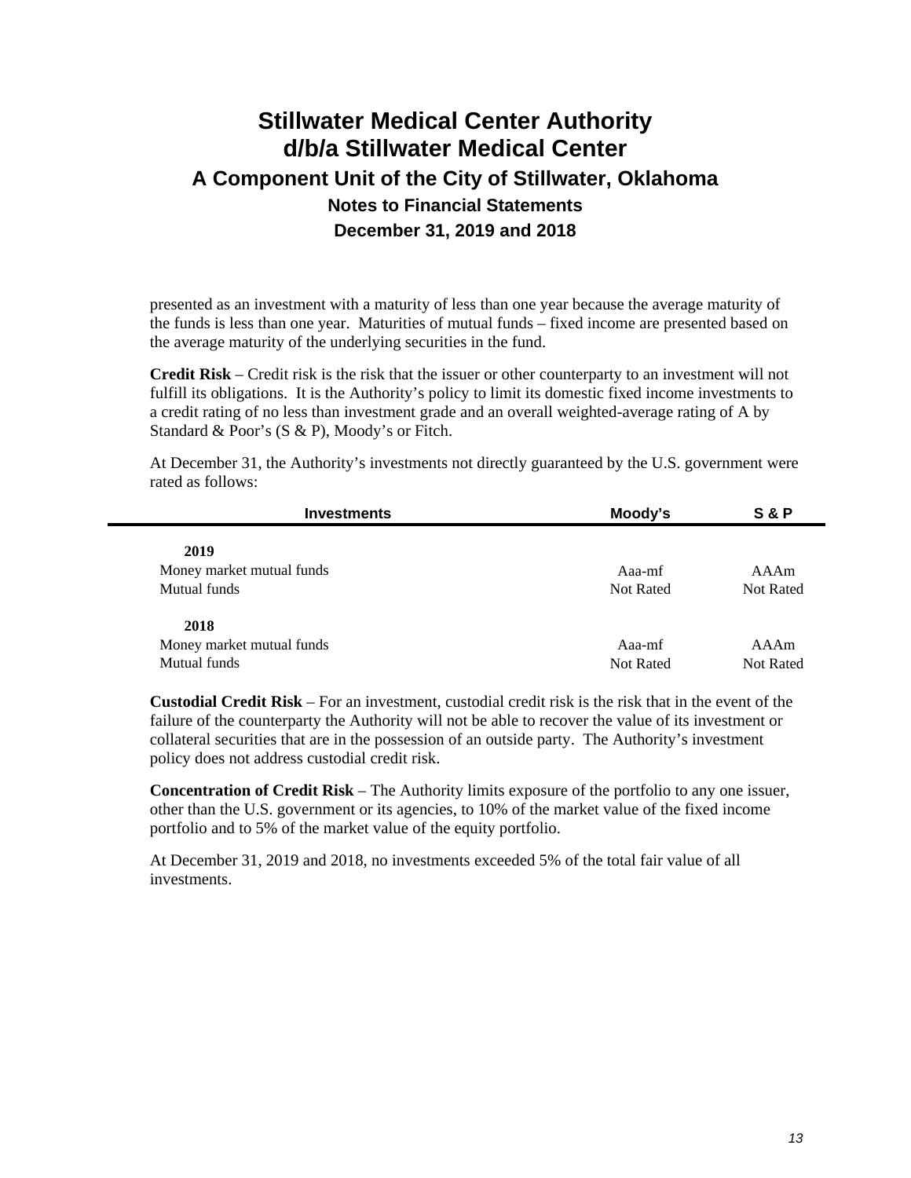presented as an investment with a maturity of less than one year because the average maturity of the funds is less than one year. Maturities of mutual funds – fixed income are presented based on the average maturity of the underlying securities in the fund.

**Credit Risk** – Credit risk is the risk that the issuer or other counterparty to an investment will not fulfill its obligations. It is the Authority's policy to limit its domestic fixed income investments to a credit rating of no less than investment grade and an overall weighted-average rating of A by Standard & Poor's (S & P), Moody's or Fitch.

At December 31, the Authority's investments not directly guaranteed by the U.S. government were rated as follows:

| Investments | Moody's | S & P |
|---|---|---|
| **2019** | | |
| Money market mutual funds | Aaa-mf | AAAm |
| Mutual funds | Not Rated | Not Rated |
| **2018** | | |
| Money market mutual funds | Aaa-mf | AAAm |
| Mutual funds | Not Rated | Not Rated |

**Custodial Credit Risk** – For an investment, custodial credit risk is the risk that in the event of the failure of the counterparty the Authority will not be able to recover the value of its investment or collateral securities that are in the possession of an outside party. The Authority's investment policy does not address custodial credit risk.

**Concentration of Credit Risk** – The Authority limits exposure of the portfolio to any one issuer, other than the U.S. government or its agencies, to 10% of the market value of the fixed income portfolio and to 5% of the market value of the equity portfolio.

At December 31, 2019 and 2018, no investments exceeded 5% of the total fair value of all investments.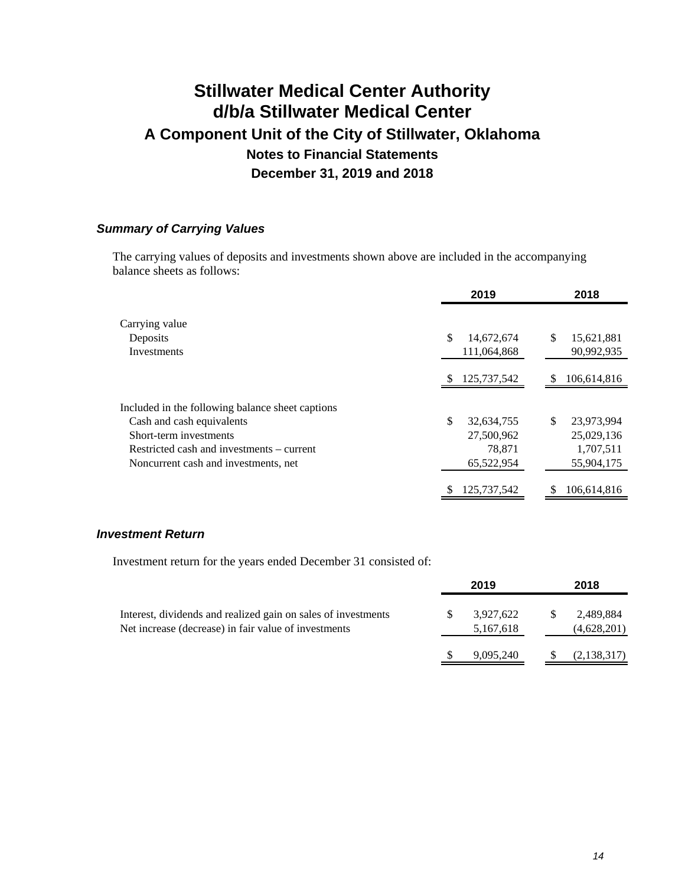# Stillwater Medical Center Authority
# d/b/a Stillwater Medical Center
## A Component Unit of the City of Stillwater, Oklahoma
### Notes to Financial Statements
### December 31, 2019 and 2018

#### *Summary of Carrying Values*

The carrying values of deposits and investments shown above are included in the accompanying balance sheets as follows:

| | 2019 | 2018 |
|---|---|---|
| Carrying value | | |
| Deposits | $ 14,672,674 | $ 15,621,881 |
| Investments | 111,064,868 | 90,992,935 |
| | $ 125,737,542 | $ 106,614,816 |
| Included in the following balance sheet captions | | |
| Cash and cash equivalents | $ 32,634,755 | $ 23,973,994 |
| Short-term investments | 27,500,962 | 25,029,136 |
| Restricted cash and investments – current | 78,871 | 1,707,511 |
| Noncurrent cash and investments, net | 65,522,954 | 55,904,175 |
| | $ 125,737,542 | $ 106,614,816 |

#### *Investment Return*

Investment return for the years ended December 31 consisted of:

| | 2019 | 2018 |
|---|---|---|
| Interest, dividends and realized gain on sales of investments | $ 3,927,622 | $ 2,489,884 |
| Net increase (decrease) in fair value of investments | 5,167,618 | (4,628,201) |
| | $ 9,095,240 | $ (2,138,317) |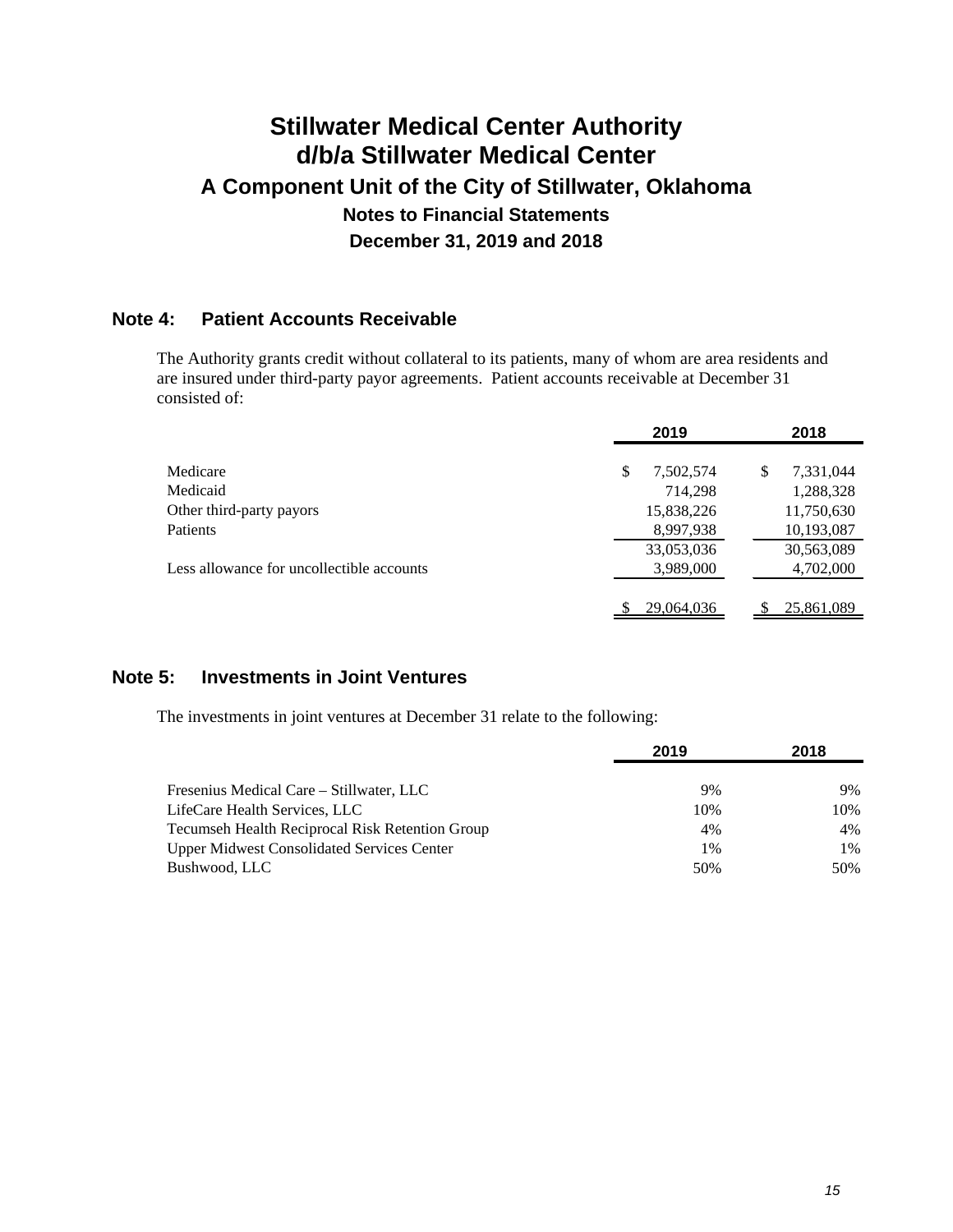# Stillwater Medical Center Authority
# d/b/a Stillwater Medical Center
## A Component Unit of the City of Stillwater, Oklahoma
### Notes to Financial Statements
### December 31, 2019 and 2018

## Note 4: Patient Accounts Receivable

The Authority grants credit without collateral to its patients, many of whom are area residents and are insured under third-party payor agreements. Patient accounts receivable at December 31 consisted of:

| | 2019 | 2018 |
|---|---|---|
| Medicare | $ 7,502,574 | $ 7,331,044 |
| Medicaid | 714,298 | 1,288,328 |
| Other third-party payors | 15,838,226 | 11,750,630 |
| Patients | 8,997,938 | 10,193,087 |
| | 33,053,036 | 30,563,089 |
| Less allowance for uncollectible accounts | 3,989,000 | 4,702,000 |
| | $ 29,064,036 | $ 25,861,089 |

## Note 5: Investments in Joint Ventures

The investments in joint ventures at December 31 relate to the following:

| | 2019 | 2018 |
|---|---|---|
| Fresenius Medical Care – Stillwater, LLC | 9% | 9% |
| LifeCare Health Services, LLC | 10% | 10% |
| Tecumseh Health Reciprocal Risk Retention Group | 4% | 4% |
| Upper Midwest Consolidated Services Center | 1% | 1% |
| Bushwood, LLC | 50% | 50% |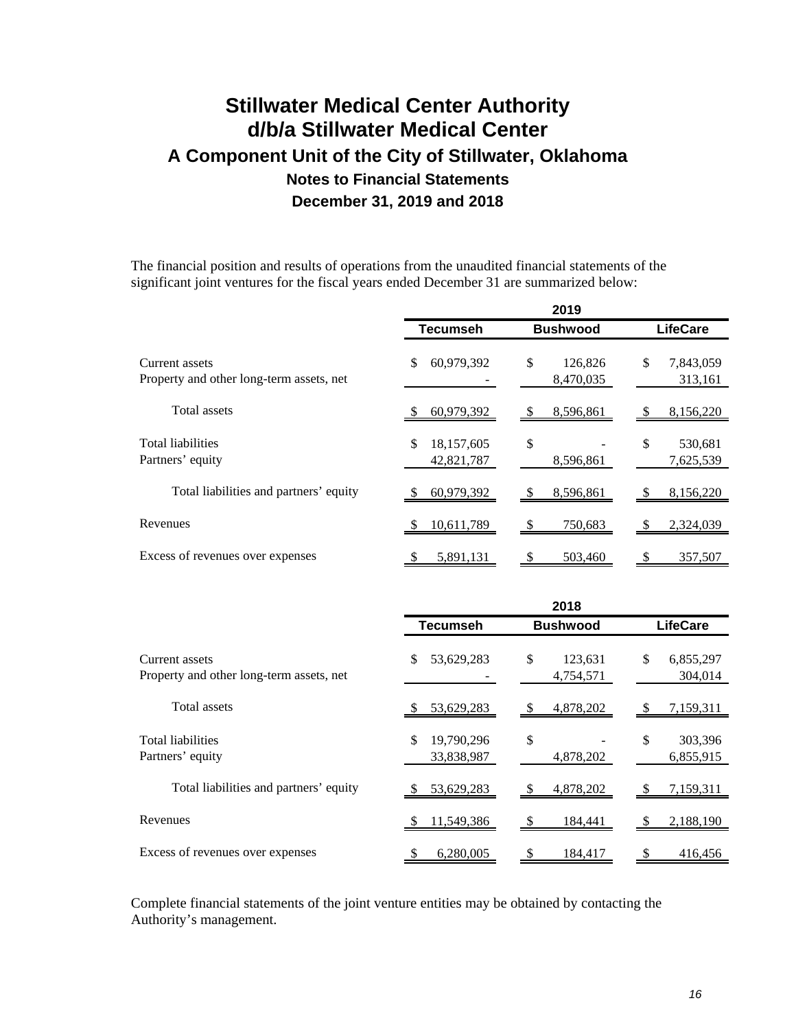# Stillwater Medical Center Authority
# d/b/a Stillwater Medical Center
## A Component Unit of the City of Stillwater, Oklahoma
### Notes to Financial Statements
### December 31, 2019 and 2018

The financial position and results of operations from the unaudited financial statements of the significant joint ventures for the fiscal years ended December 31 are summarized below:

| | 2019 | | |
|---|---|---|---|
| | **Tecumseh** | **Bushwood** | **LifeCare** |
| Current assets | $ 60,979,392 | $ 126,826 | $ 7,843,059 |
| Property and other long-term assets, net | - | 8,470,035 | 313,161 |
| Total assets | $ 60,979,392 | $ 8,596,861 | $ 8,156,220 |
| Total liabilities | $ 18,157,605 | $ - | $ 530,681 |
| Partners' equity | 42,821,787 | 8,596,861 | 7,625,539 |
| Total liabilities and partners' equity | $ 60,979,392 | $ 8,596,861 | $ 8,156,220 |
| Revenues | $ 10,611,789 | $ 750,683 | $ 2,324,039 |
| Excess of revenues over expenses | $ 5,891,131 | $ 503,460 | $ 357,507 |

| | 2018 | | |
|---|---|---|---|
| | **Tecumseh** | **Bushwood** | **LifeCare** |
| Current assets | $ 53,629,283 | $ 123,631 | $ 6,855,297 |
| Property and other long-term assets, net | - | 4,754,571 | 304,014 |
| Total assets | $ 53,629,283 | $ 4,878,202 | $ 7,159,311 |
| Total liabilities | $ 19,790,296 | $ - | $ 303,396 |
| Partners' equity | 33,838,987 | 4,878,202 | 6,855,915 |
| Total liabilities and partners' equity | $ 53,629,283 | $ 4,878,202 | $ 7,159,311 |
| Revenues | $ 11,549,386 | $ 184,441 | $ 2,188,190 |
| Excess of revenues over expenses | $ 6,280,005 | $ 184,417 | $ 416,456 |

Complete financial statements of the joint venture entities may be obtained by contacting the Authority's management.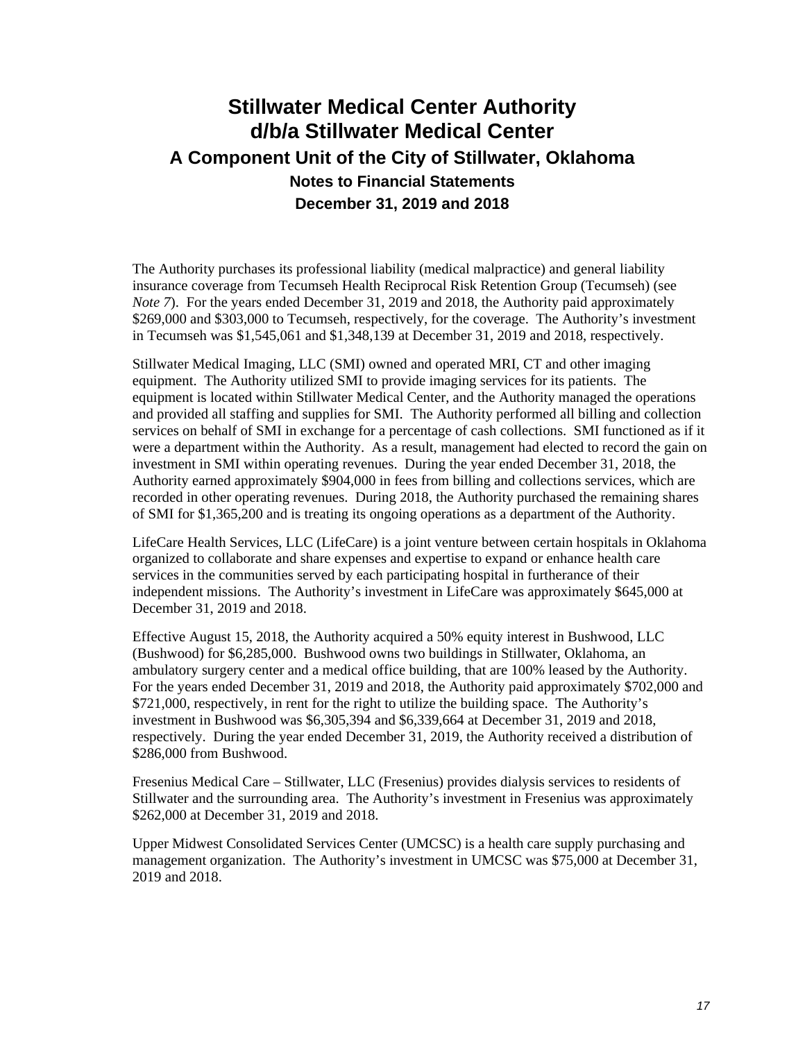# Stillwater Medical Center Authority d/b/a Stillwater Medical Center

## A Component Unit of the City of Stillwater, Oklahoma

### Notes to Financial Statements

### December 31, 2019 and 2018

The Authority purchases its professional liability (medical malpractice) and general liability insurance coverage from Tecumseh Health Reciprocal Risk Retention Group (Tecumseh) (see *Note 7*). For the years ended December 31, 2019 and 2018, the Authority paid approximately $269,000 and $303,000 to Tecumseh, respectively, for the coverage. The Authority's investment in Tecumseh was $1,545,061 and $1,348,139 at December 31, 2019 and 2018, respectively.

Stillwater Medical Imaging, LLC (SMI) owned and operated MRI, CT and other imaging equipment. The Authority utilized SMI to provide imaging services for its patients. The equipment is located within Stillwater Medical Center, and the Authority managed the operations and provided all staffing and supplies for SMI. The Authority performed all billing and collection services on behalf of SMI in exchange for a percentage of cash collections. SMI functioned as if it were a department within the Authority. As a result, management had elected to record the gain on investment in SMI within operating revenues. During the year ended December 31, 2018, the Authority earned approximately $904,000 in fees from billing and collections services, which are recorded in other operating revenues. During 2018, the Authority purchased the remaining shares of SMI for $1,365,200 and is treating its ongoing operations as a department of the Authority.

LifeCare Health Services, LLC (LifeCare) is a joint venture between certain hospitals in Oklahoma organized to collaborate and share expenses and expertise to expand or enhance health care services in the communities served by each participating hospital in furtherance of their independent missions. The Authority's investment in LifeCare was approximately $645,000 at December 31, 2019 and 2018.

Effective August 15, 2018, the Authority acquired a 50% equity interest in Bushwood, LLC (Bushwood) for $6,285,000. Bushwood owns two buildings in Stillwater, Oklahoma, an ambulatory surgery center and a medical office building, that are 100% leased by the Authority. For the years ended December 31, 2019 and 2018, the Authority paid approximately $702,000 and $721,000, respectively, in rent for the right to utilize the building space. The Authority's investment in Bushwood was $6,305,394 and $6,339,664 at December 31, 2019 and 2018, respectively. During the year ended December 31, 2019, the Authority received a distribution of $286,000 from Bushwood.

Fresenius Medical Care – Stillwater, LLC (Fresenius) provides dialysis services to residents of Stillwater and the surrounding area. The Authority's investment in Fresenius was approximately $262,000 at December 31, 2019 and 2018.

Upper Midwest Consolidated Services Center (UMCSC) is a health care supply purchasing and management organization. The Authority's investment in UMCSC was $75,000 at December 31, 2019 and 2018.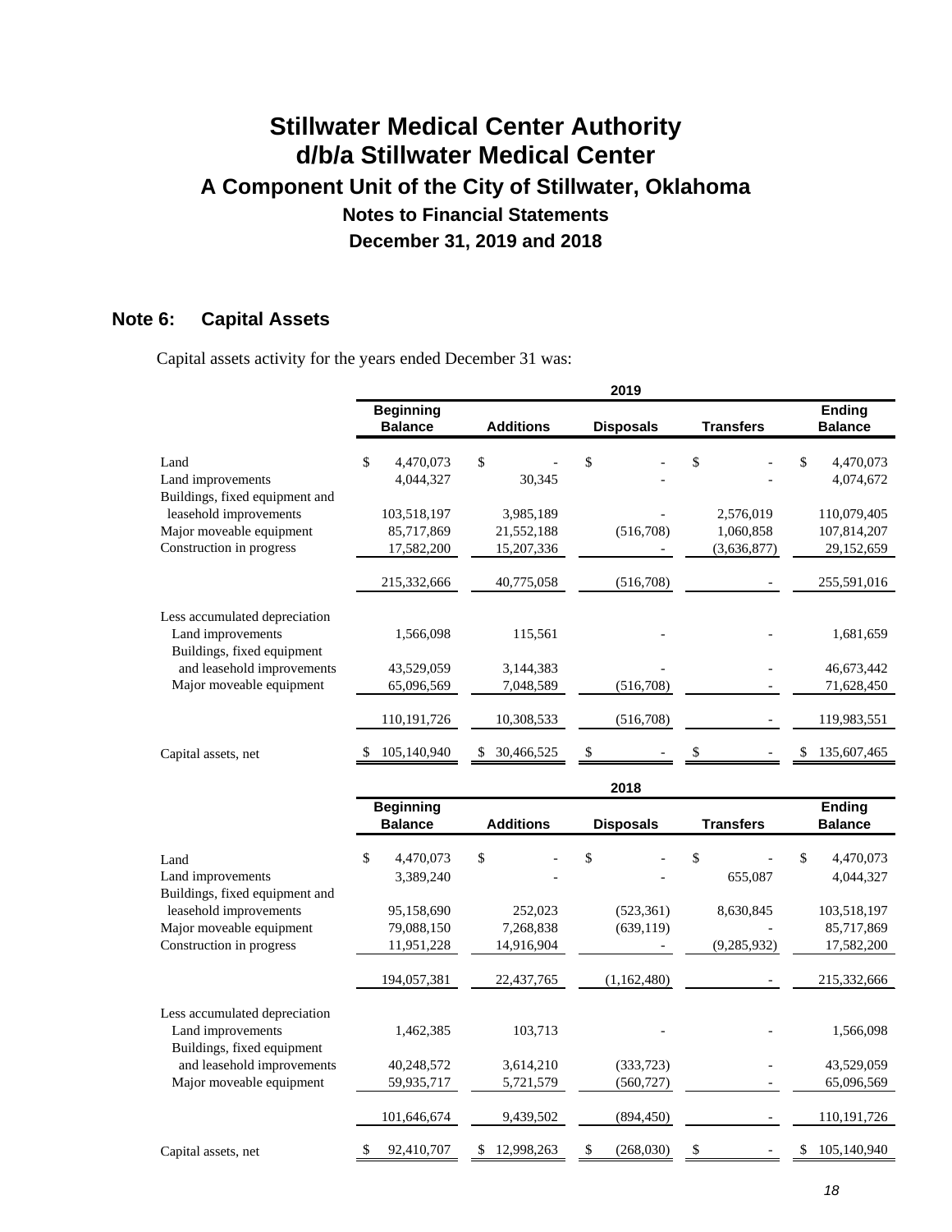# Stillwater Medical Center Authority
# d/b/a Stillwater Medical Center
## A Component Unit of the City of Stillwater, Oklahoma
### Notes to Financial Statements
### December 31, 2019 and 2018

## Note 6: Capital Assets

Capital assets activity for the years ended December 31 was:

| | 2019 | | | | |
|---|---|---|---|---|---|
| | Beginning Balance | Additions | Disposals | Transfers | Ending Balance |
| Land | $ 4,470,073 | $ - | $ - | $ - | $ 4,470,073 |
| Land improvements | 4,044,327 | 30,345 | - | - | 4,074,672 |
| Buildings, fixed equipment and leasehold improvements | 103,518,197 | 3,985,189 | - | 2,576,019 | 110,079,405 |
| Major moveable equipment | 85,717,869 | 21,552,188 | (516,708) | 1,060,858 | 107,814,207 |
| Construction in progress | 17,582,200 | 15,207,336 | - | (3,636,877) | 29,152,659 |
| | 215,332,666 | 40,775,058 | (516,708) | - | 255,591,016 |
| Less accumulated depreciation | | | | | |
| Land improvements | 1,566,098 | 115,561 | - | - | 1,681,659 |
| Buildings, fixed equipment and leasehold improvements | 43,529,059 | 3,144,383 | - | - | 46,673,442 |
| Major moveable equipment | 65,096,569 | 7,048,589 | (516,708) | - | 71,628,450 |
| | 110,191,726 | 10,308,533 | (516,708) | - | 119,983,551 |
| Capital assets, net | $ 105,140,940 | $ 30,466,525 | $ - | $ - | $ 135,607,465 |

| | 2018 | | | | |
|---|---|---|---|---|---|
| | Beginning Balance | Additions | Disposals | Transfers | Ending Balance |
| Land | $ 4,470,073 | $ - | $ - | $ - | $ 4,470,073 |
| Land improvements | 3,389,240 | - | - | 655,087 | 4,044,327 |
| Buildings, fixed equipment and leasehold improvements | 95,158,690 | 252,023 | (523,361) | 8,630,845 | 103,518,197 |
| Major moveable equipment | 79,088,150 | 7,268,838 | (639,119) | - | 85,717,869 |
| Construction in progress | 11,951,228 | 14,916,904 | - | (9,285,932) | 17,582,200 |
| | 194,057,381 | 22,437,765 | (1,162,480) | - | 215,332,666 |
| Less accumulated depreciation | | | | | |
| Land improvements | 1,462,385 | 103,713 | - | - | 1,566,098 |
| Buildings, fixed equipment and leasehold improvements | 40,248,572 | 3,614,210 | (333,723) | - | 43,529,059 |
| Major moveable equipment | 59,935,717 | 5,721,579 | (560,727) | - | 65,096,569 |
| | 101,646,674 | 9,439,502 | (894,450) | - | 110,191,726 |
| Capital assets, net | $ 92,410,707 | $ 12,998,263 | $ (268,030) | $ - | $ 105,140,940 |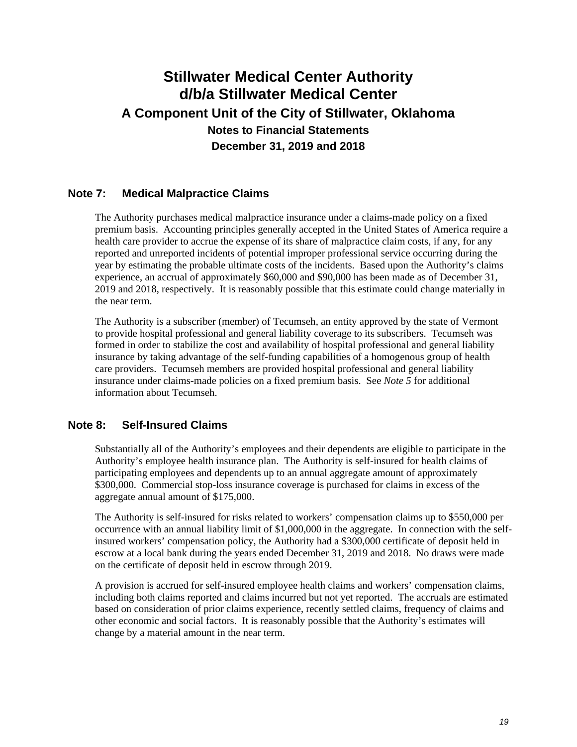# Stillwater Medical Center Authority
# d/b/a Stillwater Medical Center
## A Component Unit of the City of Stillwater, Oklahoma
### Notes to Financial Statements
### December 31, 2019 and 2018

## Note 7: Medical Malpractice Claims

The Authority purchases medical malpractice insurance under a claims-made policy on a fixed premium basis. Accounting principles generally accepted in the United States of America require a health care provider to accrue the expense of its share of malpractice claim costs, if any, for any reported and unreported incidents of potential improper professional service occurring during the year by estimating the probable ultimate costs of the incidents. Based upon the Authority's claims experience, an accrual of approximately $60,000 and $90,000 has been made as of December 31, 2019 and 2018, respectively. It is reasonably possible that this estimate could change materially in the near term.

The Authority is a subscriber (member) of Tecumseh, an entity approved by the state of Vermont to provide hospital professional and general liability coverage to its subscribers. Tecumseh was formed in order to stabilize the cost and availability of hospital professional and general liability insurance by taking advantage of the self-funding capabilities of a homogenous group of health care providers. Tecumseh members are provided hospital professional and general liability insurance under claims-made policies on a fixed premium basis. See *Note 5* for additional information about Tecumseh.

## Note 8: Self-Insured Claims

Substantially all of the Authority's employees and their dependents are eligible to participate in the Authority's employee health insurance plan. The Authority is self-insured for health claims of participating employees and dependents up to an annual aggregate amount of approximately $300,000. Commercial stop-loss insurance coverage is purchased for claims in excess of the aggregate annual amount of $175,000.

The Authority is self-insured for risks related to workers' compensation claims up to $550,000 per occurrence with an annual liability limit of $1,000,000 in the aggregate. In connection with the self-insured workers' compensation policy, the Authority had a $300,000 certificate of deposit held in escrow at a local bank during the years ended December 31, 2019 and 2018. No draws were made on the certificate of deposit held in escrow through 2019.

A provision is accrued for self-insured employee health claims and workers' compensation claims, including both claims reported and claims incurred but not yet reported. The accruals are estimated based on consideration of prior claims experience, recently settled claims, frequency of claims and other economic and social factors. It is reasonably possible that the Authority's estimates will change by a material amount in the near term.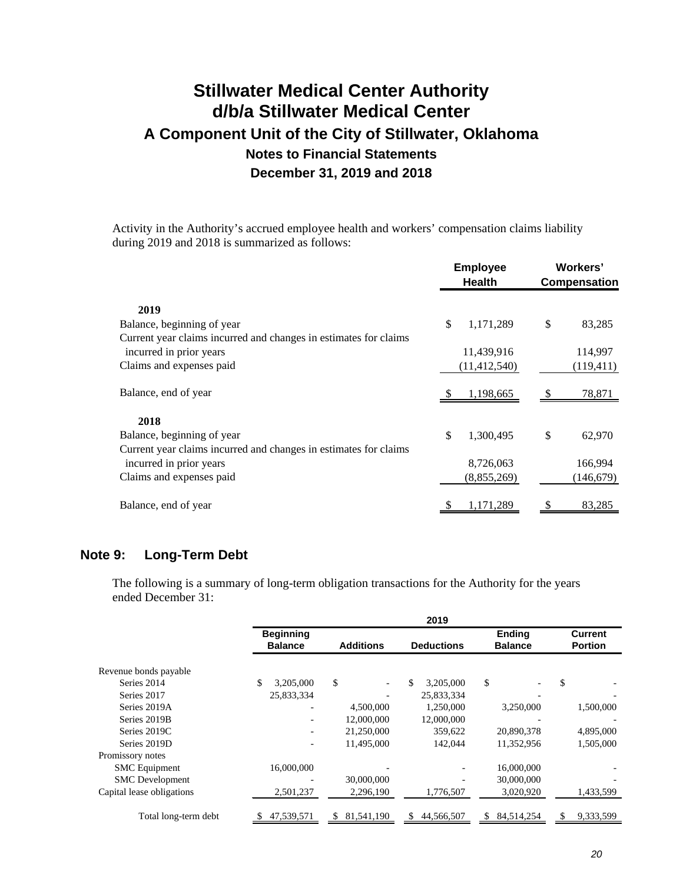Activity in the Authority's accrued employee health and workers' compensation claims liability during 2019 and 2018 is summarized as follows:

| | Employee Health | Workers' Compensation |
|---|---|---|
| **2019** | | |
| Balance, beginning of year | $ 1,171,289 | $ 83,285 |
| Current year claims incurred and changes in estimates for claims incurred in prior years | 11,439,916 | 114,997 |
| Claims and expenses paid | (11,412,540) | (119,411) |
| Balance, end of year | $ 1,198,665 | $ 78,871 |
| **2018** | | |
| Balance, beginning of year | $ 1,300,495 | $ 62,970 |
| Current year claims incurred and changes in estimates for claims incurred in prior years | 8,726,063 | 166,994 |
| Claims and expenses paid | (8,855,269) | (146,679) |
| Balance, end of year | $ 1,171,289 | $ 83,285 |

## Note 9: Long-Term Debt

The following is a summary of long-term obligation transactions for the Authority for the years ended December 31:

| | 2019 | | | | |
|---|---|---|---|---|---|
| | Beginning Balance | Additions | Deductions | Ending Balance | Current Portion |
| Revenue bonds payable | | | | | |
| Series 2014 | $ 3,205,000 | $ - | $ 3,205,000 | $ - | $ - |
| Series 2017 | 25,833,334 | - | 25,833,334 | - | - |
| Series 2019A | - | 4,500,000 | 1,250,000 | 3,250,000 | 1,500,000 |
| Series 2019B | - | 12,000,000 | 12,000,000 | - | - |
| Series 2019C | - | 21,250,000 | 359,622 | 20,890,378 | 4,895,000 |
| Series 2019D | - | 11,495,000 | 142,044 | 11,352,956 | 1,505,000 |
| Promissory notes | | | | | |
| SMC Equipment | 16,000,000 | - | - | 16,000,000 | - |
| SMC Development | - | 30,000,000 | - | 30,000,000 | - |
| Capital lease obligations | 2,501,237 | 2,296,190 | 1,776,507 | 3,020,920 | 1,433,599 |
| Total long-term debt | $ 47,539,571 | $ 81,541,190 | $ 44,566,507 | $ 84,514,254 | $ 9,333,599 |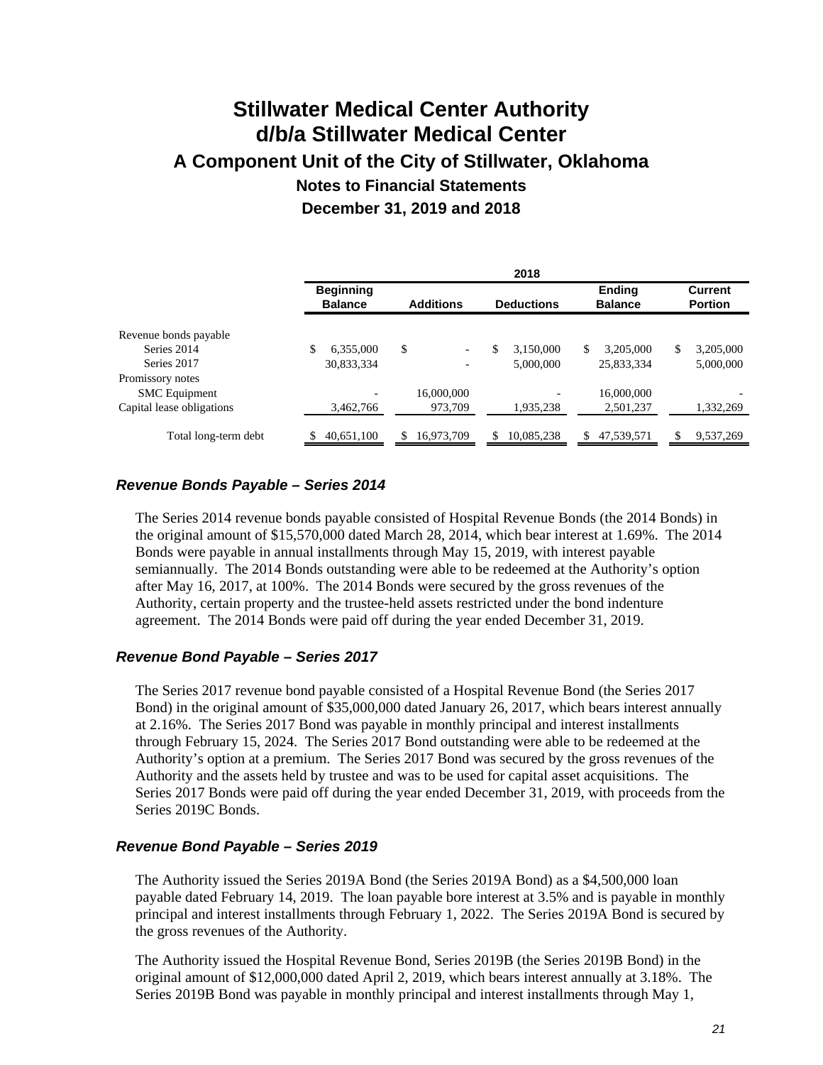# Stillwater Medical Center Authority
# d/b/a Stillwater Medical Center
## A Component Unit of the City of Stillwater, Oklahoma
### Notes to Financial Statements
### December 31, 2019 and 2018

| | 2018 | | | | |
|---|---|---|---|---|---|
| | Beginning Balance | Additions | Deductions | Ending Balance | Current Portion |
| Revenue bonds payable | | | | | |
| Series 2014 | $ 6,355,000 | $ - | $ 3,150,000 | $ 3,205,000 | $ 3,205,000 |
| Series 2017 | 30,833,334 | - | 5,000,000 | 25,833,334 | 5,000,000 |
| Promissory notes | | | | | |
| SMC Equipment | - | 16,000,000 | - | 16,000,000 | - |
| Capital lease obligations | 3,462,766 | 973,709 | 1,935,238 | 2,501,237 | 1,332,269 |
| Total long-term debt | $ 40,651,100 | $ 16,973,709 | $ 10,085,238 | $ 47,539,571 | $ 9,537,269 |

#### *Revenue Bonds Payable – Series 2014*

The Series 2014 revenue bonds payable consisted of Hospital Revenue Bonds (the 2014 Bonds) in the original amount of $15,570,000 dated March 28, 2014, which bear interest at 1.69%. The 2014 Bonds were payable in annual installments through May 15, 2019, with interest payable semiannually. The 2014 Bonds outstanding were able to be redeemed at the Authority's option after May 16, 2017, at 100%. The 2014 Bonds were secured by the gross revenues of the Authority, certain property and the trustee-held assets restricted under the bond indenture agreement. The 2014 Bonds were paid off during the year ended December 31, 2019.

#### *Revenue Bond Payable – Series 2017*

The Series 2017 revenue bond payable consisted of a Hospital Revenue Bond (the Series 2017 Bond) in the original amount of $35,000,000 dated January 26, 2017, which bears interest annually at 2.16%. The Series 2017 Bond was payable in monthly principal and interest installments through February 15, 2024. The Series 2017 Bond outstanding were able to be redeemed at the Authority's option at a premium. The Series 2017 Bond was secured by the gross revenues of the Authority and the assets held by trustee and was to be used for capital asset acquisitions. The Series 2017 Bonds were paid off during the year ended December 31, 2019, with proceeds from the Series 2019C Bonds.

#### *Revenue Bond Payable – Series 2019*

The Authority issued the Series 2019A Bond (the Series 2019A Bond) as a $4,500,000 loan payable dated February 14, 2019. The loan payable bore interest at 3.5% and is payable in monthly principal and interest installments through February 1, 2022. The Series 2019A Bond is secured by the gross revenues of the Authority.

The Authority issued the Hospital Revenue Bond, Series 2019B (the Series 2019B Bond) in the original amount of $12,000,000 dated April 2, 2019, which bears interest annually at 3.18%. The Series 2019B Bond was payable in monthly principal and interest installments through May 1,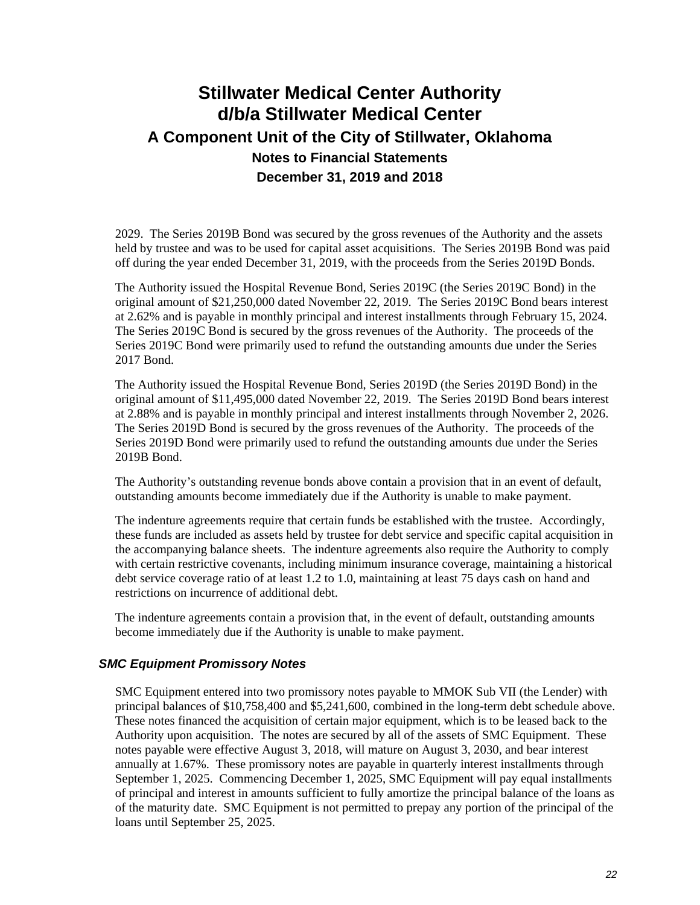2029. The Series 2019B Bond was secured by the gross revenues of the Authority and the assets held by trustee and was to be used for capital asset acquisitions. The Series 2019B Bond was paid off during the year ended December 31, 2019, with the proceeds from the Series 2019D Bonds.

The Authority issued the Hospital Revenue Bond, Series 2019C (the Series 2019C Bond) in the original amount of $21,250,000 dated November 22, 2019. The Series 2019C Bond bears interest at 2.62% and is payable in monthly principal and interest installments through February 15, 2024. The Series 2019C Bond is secured by the gross revenues of the Authority. The proceeds of the Series 2019C Bond were primarily used to refund the outstanding amounts due under the Series 2017 Bond.

The Authority issued the Hospital Revenue Bond, Series 2019D (the Series 2019D Bond) in the original amount of $11,495,000 dated November 22, 2019. The Series 2019D Bond bears interest at 2.88% and is payable in monthly principal and interest installments through November 2, 2026. The Series 2019D Bond is secured by the gross revenues of the Authority. The proceeds of the Series 2019D Bond were primarily used to refund the outstanding amounts due under the Series 2019B Bond.

The Authority's outstanding revenue bonds above contain a provision that in an event of default, outstanding amounts become immediately due if the Authority is unable to make payment.

The indenture agreements require that certain funds be established with the trustee. Accordingly, these funds are included as assets held by trustee for debt service and specific capital acquisition in the accompanying balance sheets. The indenture agreements also require the Authority to comply with certain restrictive covenants, including minimum insurance coverage, maintaining a historical debt service coverage ratio of at least 1.2 to 1.0, maintaining at least 75 days cash on hand and restrictions on incurrence of additional debt.

The indenture agreements contain a provision that, in the event of default, outstanding amounts become immediately due if the Authority is unable to make payment.

### *SMC Equipment Promissory Notes*

SMC Equipment entered into two promissory notes payable to MMOK Sub VII (the Lender) with principal balances of $10,758,400 and $5,241,600, combined in the long-term debt schedule above. These notes financed the acquisition of certain major equipment, which is to be leased back to the Authority upon acquisition. The notes are secured by all of the assets of SMC Equipment. These notes payable were effective August 3, 2018, will mature on August 3, 2030, and bear interest annually at 1.67%. These promissory notes are payable in quarterly interest installments through September 1, 2025. Commencing December 1, 2025, SMC Equipment will pay equal installments of principal and interest in amounts sufficient to fully amortize the principal balance of the loans as of the maturity date. SMC Equipment is not permitted to prepay any portion of the principal of the loans until September 25, 2025.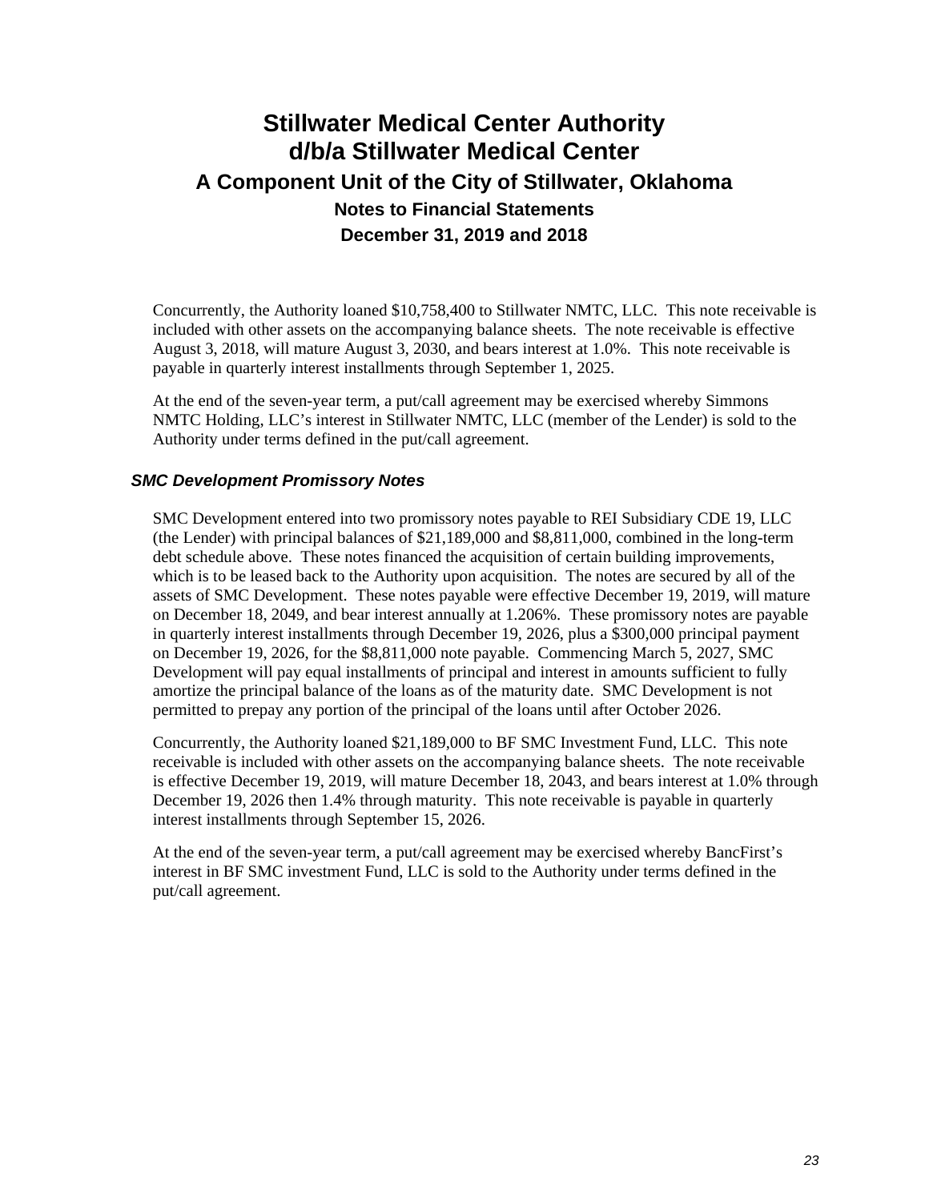Concurrently, the Authority loaned $10,758,400 to Stillwater NMTC, LLC. This note receivable is included with other assets on the accompanying balance sheets. The note receivable is effective August 3, 2018, will mature August 3, 2030, and bears interest at 1.0%. This note receivable is payable in quarterly interest installments through September 1, 2025.

At the end of the seven-year term, a put/call agreement may be exercised whereby Simmons NMTC Holding, LLC's interest in Stillwater NMTC, LLC (member of the Lender) is sold to the Authority under terms defined in the put/call agreement.

### *SMC Development Promissory Notes*

SMC Development entered into two promissory notes payable to REI Subsidiary CDE 19, LLC (the Lender) with principal balances of $21,189,000 and $8,811,000, combined in the long-term debt schedule above. These notes financed the acquisition of certain building improvements, which is to be leased back to the Authority upon acquisition. The notes are secured by all of the assets of SMC Development. These notes payable were effective December 19, 2019, will mature on December 18, 2049, and bear interest annually at 1.206%. These promissory notes are payable in quarterly interest installments through December 19, 2026, plus a $300,000 principal payment on December 19, 2026, for the $8,811,000 note payable. Commencing March 5, 2027, SMC Development will pay equal installments of principal and interest in amounts sufficient to fully amortize the principal balance of the loans as of the maturity date. SMC Development is not permitted to prepay any portion of the principal of the loans until after October 2026.

Concurrently, the Authority loaned $21,189,000 to BF SMC Investment Fund, LLC. This note receivable is included with other assets on the accompanying balance sheets. The note receivable is effective December 19, 2019, will mature December 18, 2043, and bears interest at 1.0% through December 19, 2026 then 1.4% through maturity. This note receivable is payable in quarterly interest installments through September 15, 2026.

At the end of the seven-year term, a put/call agreement may be exercised whereby BancFirst's interest in BF SMC investment Fund, LLC is sold to the Authority under terms defined in the put/call agreement.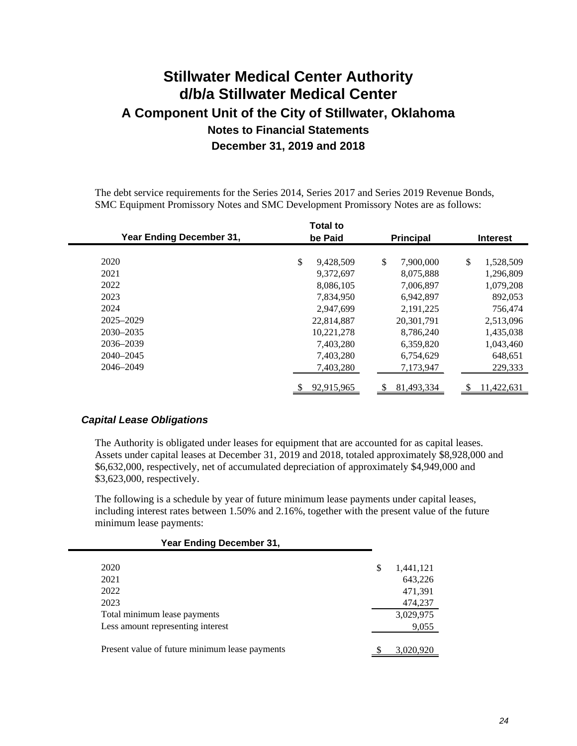The debt service requirements for the Series 2014, Series 2017 and Series 2019 Revenue Bonds, SMC Equipment Promissory Notes and SMC Development Promissory Notes are as follows:

| Year Ending December 31, | Total to be Paid | Principal | Interest |
|---|---|---|---|
| 2020 | $ 9,428,509 | $ 7,900,000 | $ 1,528,509 |
| 2021 | 9,372,697 | 8,075,888 | 1,296,809 |
| 2022 | 8,086,105 | 7,006,897 | 1,079,208 |
| 2023 | 7,834,950 | 6,942,897 | 892,053 |
| 2024 | 2,947,699 | 2,191,225 | 756,474 |
| 2025–2029 | 22,814,887 | 20,301,791 | 2,513,096 |
| 2030–2035 | 10,221,278 | 8,786,240 | 1,435,038 |
| 2036–2039 | 7,403,280 | 6,359,820 | 1,043,460 |
| 2040–2045 | 7,403,280 | 6,754,629 | 648,651 |
| 2046–2049 | 7,403,280 | 7,173,947 | 229,333 |
| | $ 92,915,965 | $ 81,493,334 | $ 11,422,631 |

### *Capital Lease Obligations*

The Authority is obligated under leases for equipment that are accounted for as capital leases. Assets under capital leases at December 31, 2019 and 2018, totaled approximately $8,928,000 and $6,632,000, respectively, net of accumulated depreciation of approximately $4,949,000 and $3,623,000, respectively.

The following is a schedule by year of future minimum lease payments under capital leases, including interest rates between 1.50% and 2.16%, together with the present value of the future minimum lease payments:

| Year Ending December 31, | |
|---|---|
| 2020 | $ 1,441,121 |
| 2021 | 643,226 |
| 2022 | 471,391 |
| 2023 | 474,237 |
| Total minimum lease payments | 3,029,975 |
| Less amount representing interest | 9,055 |
| Present value of future minimum lease payments | $ 3,020,920 |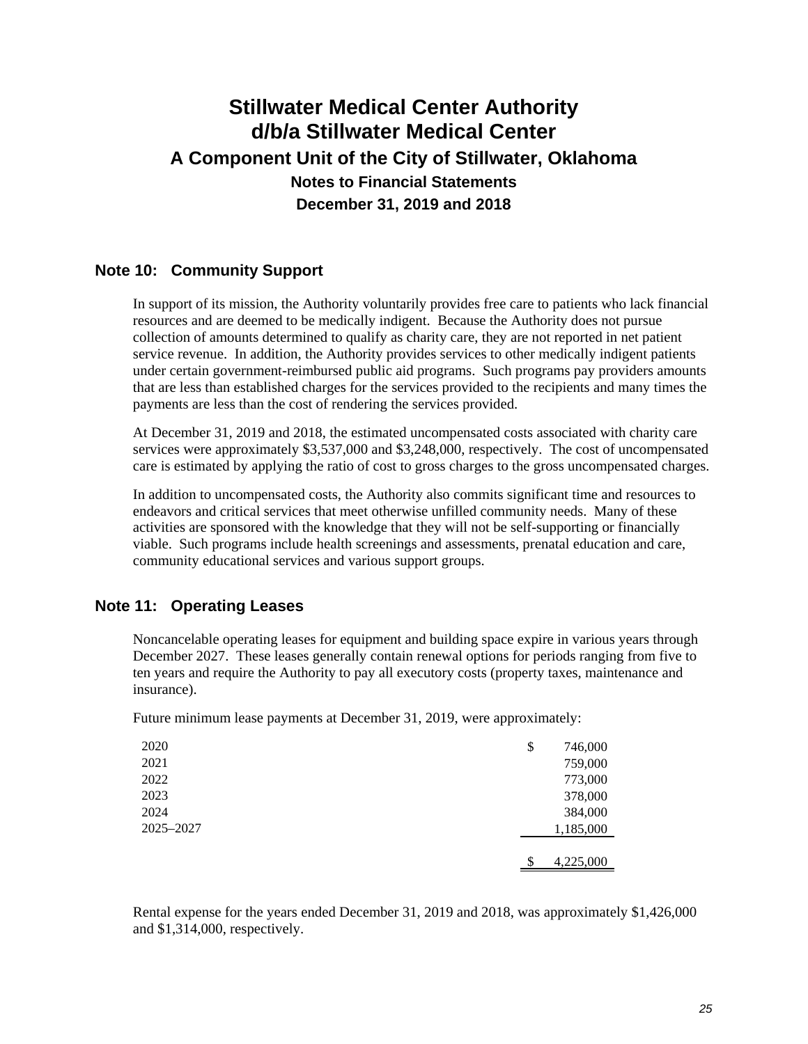# Stillwater Medical Center Authority
# d/b/a Stillwater Medical Center
## A Component Unit of the City of Stillwater, Oklahoma
### Notes to Financial Statements
### December 31, 2019 and 2018

## Note 10: Community Support

In support of its mission, the Authority voluntarily provides free care to patients who lack financial resources and are deemed to be medically indigent. Because the Authority does not pursue collection of amounts determined to qualify as charity care, they are not reported in net patient service revenue. In addition, the Authority provides services to other medically indigent patients under certain government-reimbursed public aid programs. Such programs pay providers amounts that are less than established charges for the services provided to the recipients and many times the payments are less than the cost of rendering the services provided.

At December 31, 2019 and 2018, the estimated uncompensated costs associated with charity care services were approximately $3,537,000 and $3,248,000, respectively. The cost of uncompensated care is estimated by applying the ratio of cost to gross charges to the gross uncompensated charges.

In addition to uncompensated costs, the Authority also commits significant time and resources to endeavors and critical services that meet otherwise unfilled community needs. Many of these activities are sponsored with the knowledge that they will not be self-supporting or financially viable. Such programs include health screenings and assessments, prenatal education and care, community educational services and various support groups.

## Note 11: Operating Leases

Noncancelable operating leases for equipment and building space expire in various years through December 2027. These leases generally contain renewal options for periods ranging from five to ten years and require the Authority to pay all executory costs (property taxes, maintenance and insurance).

Future minimum lease payments at December 31, 2019, were approximately:

| Year | Amount |
|---|---|
| 2020 | $ 746,000 |
| 2021 | 759,000 |
| 2022 | 773,000 |
| 2023 | 378,000 |
| 2024 | 384,000 |
| 2025–2027 | 1,185,000 |
| | $ 4,225,000 |

Rental expense for the years ended December 31, 2019 and 2018, was approximately $1,426,000 and $1,314,000, respectively.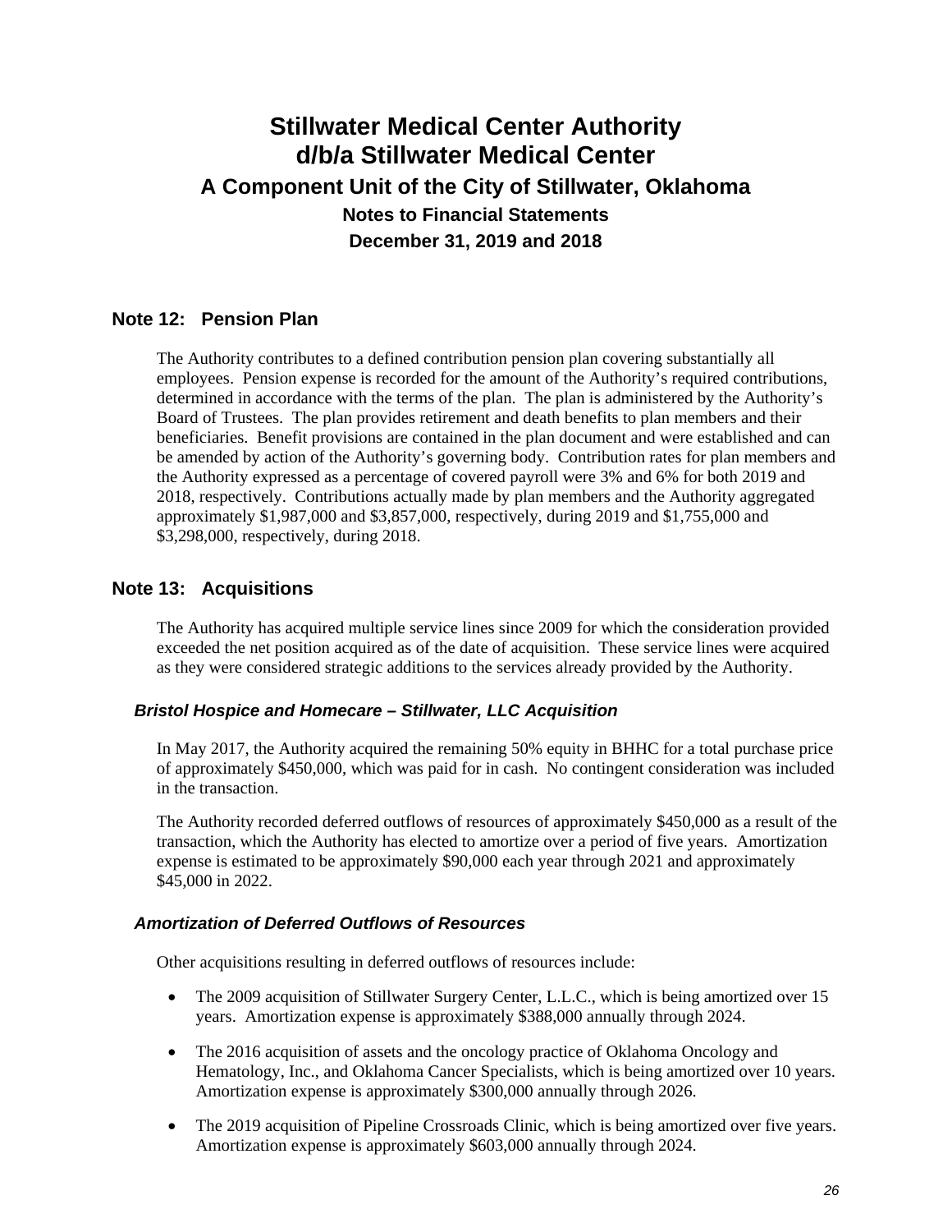# Stillwater Medical Center Authority
# d/b/a Stillwater Medical Center
## A Component Unit of the City of Stillwater, Oklahoma
### Notes to Financial Statements
### December 31, 2019 and 2018

## Note 12: Pension Plan

The Authority contributes to a defined contribution pension plan covering substantially all employees. Pension expense is recorded for the amount of the Authority's required contributions, determined in accordance with the terms of the plan. The plan is administered by the Authority's Board of Trustees. The plan provides retirement and death benefits to plan members and their beneficiaries. Benefit provisions are contained in the plan document and were established and can be amended by action of the Authority's governing body. Contribution rates for plan members and the Authority expressed as a percentage of covered payroll were 3% and 6% for both 2019 and 2018, respectively. Contributions actually made by plan members and the Authority aggregated approximately $1,987,000 and $3,857,000, respectively, during 2019 and $1,755,000 and $3,298,000, respectively, during 2018.

## Note 13: Acquisitions

The Authority has acquired multiple service lines since 2009 for which the consideration provided exceeded the net position acquired as of the date of acquisition. These service lines were acquired as they were considered strategic additions to the services already provided by the Authority.

### *Bristol Hospice and Homecare – Stillwater, LLC Acquisition*

In May 2017, the Authority acquired the remaining 50% equity in BHHC for a total purchase price of approximately $450,000, which was paid for in cash. No contingent consideration was included in the transaction.

The Authority recorded deferred outflows of resources of approximately $450,000 as a result of the transaction, which the Authority has elected to amortize over a period of five years. Amortization expense is estimated to be approximately $90,000 each year through 2021 and approximately $45,000 in 2022.

### *Amortization of Deferred Outflows of Resources*

Other acquisitions resulting in deferred outflows of resources include:

- The 2009 acquisition of Stillwater Surgery Center, L.L.C., which is being amortized over 15 years. Amortization expense is approximately $388,000 annually through 2024.
- The 2016 acquisition of assets and the oncology practice of Oklahoma Oncology and Hematology, Inc., and Oklahoma Cancer Specialists, which is being amortized over 10 years. Amortization expense is approximately $300,000 annually through 2026.
- The 2019 acquisition of Pipeline Crossroads Clinic, which is being amortized over five years. Amortization expense is approximately $603,000 annually through 2024.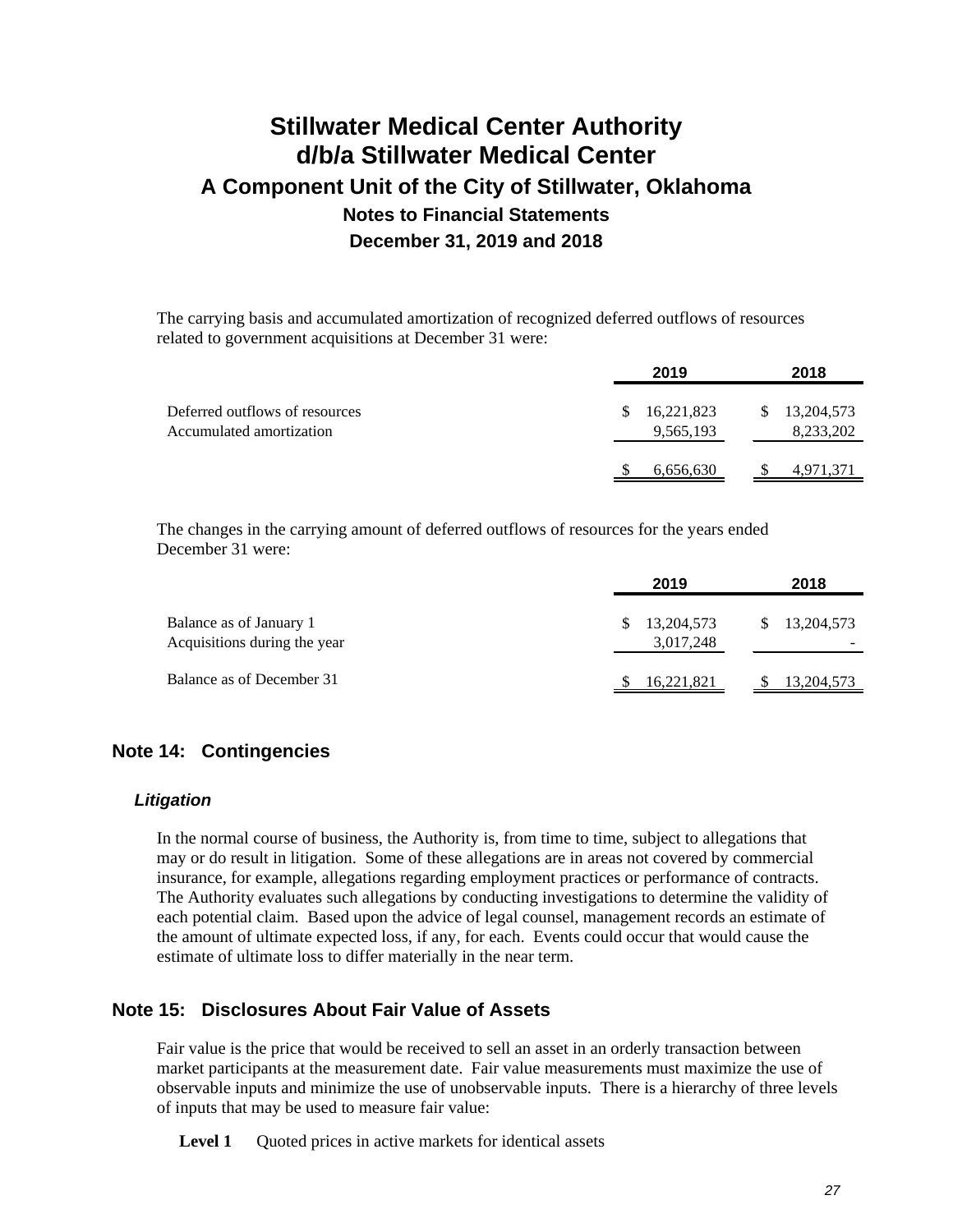The carrying basis and accumulated amortization of recognized deferred outflows of resources related to government acquisitions at December 31 were:

| | 2019 | 2018 |
|---|---|---|
| Deferred outflows of resources | $ 16,221,823 | $ 13,204,573 |
| Accumulated amortization | 9,565,193 | 8,233,202 |
| | $ 6,656,630 | $ 4,971,371 |

The changes in the carrying amount of deferred outflows of resources for the years ended December 31 were:

| | 2019 | 2018 |
|---|---|---|
| Balance as of January 1 | $ 13,204,573 | $ 13,204,573 |
| Acquisitions during the year | 3,017,248 | - |
| Balance as of December 31 | $ 16,221,821 | $ 13,204,573 |

## Note 14: Contingencies

### *Litigation*

In the normal course of business, the Authority is, from time to time, subject to allegations that may or do result in litigation. Some of these allegations are in areas not covered by commercial insurance, for example, allegations regarding employment practices or performance of contracts. The Authority evaluates such allegations by conducting investigations to determine the validity of each potential claim. Based upon the advice of legal counsel, management records an estimate of the amount of ultimate expected loss, if any, for each. Events could occur that would cause the estimate of ultimate loss to differ materially in the near term.

## Note 15: Disclosures About Fair Value of Assets

Fair value is the price that would be received to sell an asset in an orderly transaction between market participants at the measurement date. Fair value measurements must maximize the use of observable inputs and minimize the use of unobservable inputs. There is a hierarchy of three levels of inputs that may be used to measure fair value:

**Level 1** Quoted prices in active markets for identical assets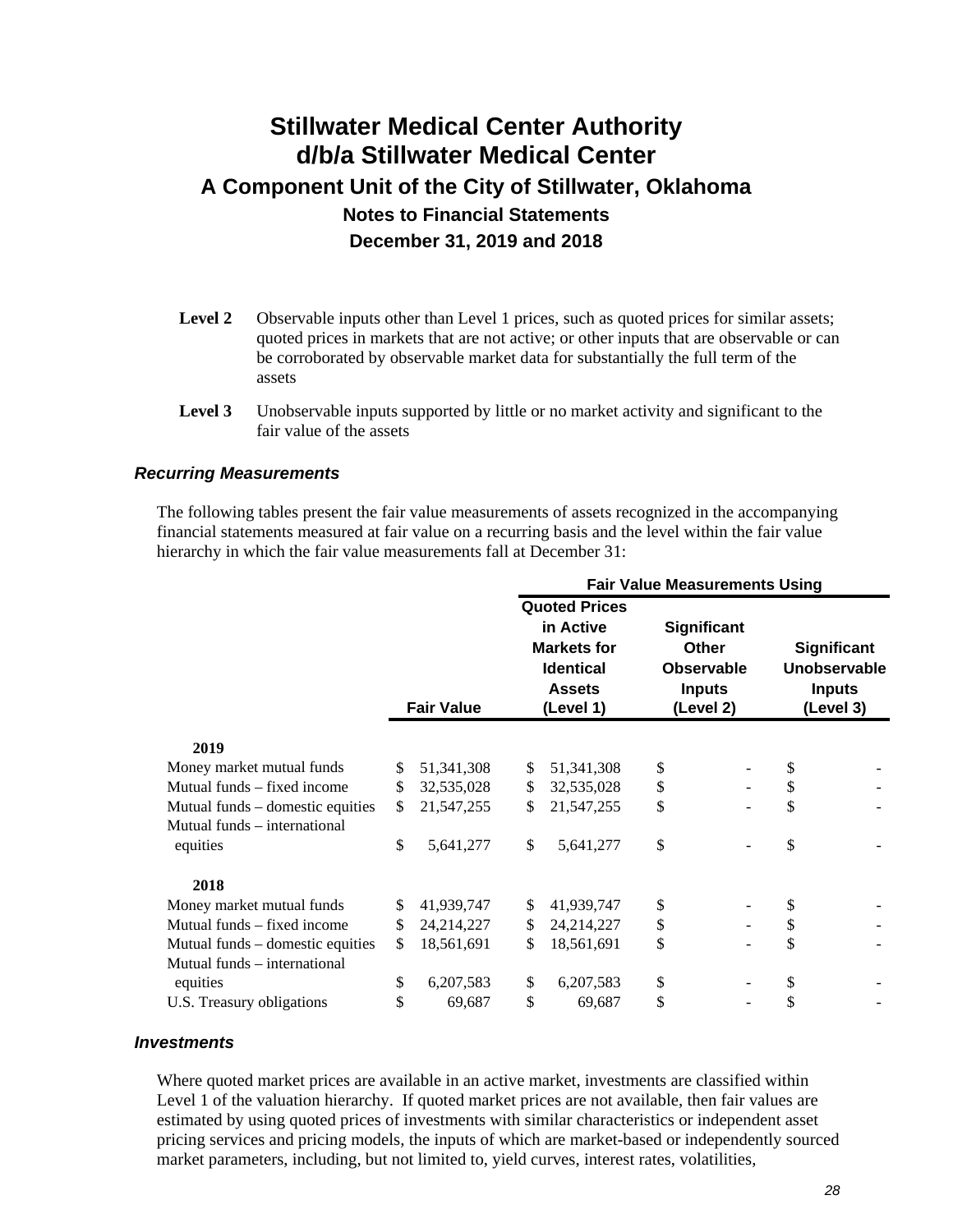**Level 2** Observable inputs other than Level 1 prices, such as quoted prices for similar assets; quoted prices in markets that are not active; or other inputs that are observable or can be corroborated by observable market data for substantially the full term of the assets

**Level 3** Unobservable inputs supported by little or no market activity and significant to the fair value of the assets

### *Recurring Measurements*

The following tables present the fair value measurements of assets recognized in the accompanying financial statements measured at fair value on a recurring basis and the level within the fair value hierarchy in which the fair value measurements fall at December 31:

| | | Fair Value Measurements Using | | |
|---|---|---|---|---|
| | Fair Value | Quoted Prices in Active Markets for Identical Assets (Level 1) | Significant Other Observable Inputs (Level 2) | Significant Unobservable Inputs (Level 3) |
| **2019** | | | | |
| Money market mutual funds | $ 51,341,308 | $ 51,341,308 | $ - | $ - |
| Mutual funds – fixed income | $ 32,535,028 | $ 32,535,028 | $ - | $ - |
| Mutual funds – domestic equities | $ 21,547,255 | $ 21,547,255 | $ - | $ - |
| Mutual funds – international equities | $ 5,641,277 | $ 5,641,277 | $ - | $ - |
| **2018** | | | | |
| Money market mutual funds | $ 41,939,747 | $ 41,939,747 | $ - | $ - |
| Mutual funds – fixed income | $ 24,214,227 | $ 24,214,227 | $ - | $ - |
| Mutual funds – domestic equities | $ 18,561,691 | $ 18,561,691 | $ - | $ - |
| Mutual funds – international equities | $ 6,207,583 | $ 6,207,583 | $ - | $ - |
| U.S. Treasury obligations | $ 69,687 | $ 69,687 | $ - | $ - |

### *Investments*

Where quoted market prices are available in an active market, investments are classified within Level 1 of the valuation hierarchy. If quoted market prices are not available, then fair values are estimated by using quoted prices of investments with similar characteristics or independent asset pricing services and pricing models, the inputs of which are market-based or independently sourced market parameters, including, but not limited to, yield curves, interest rates, volatilities,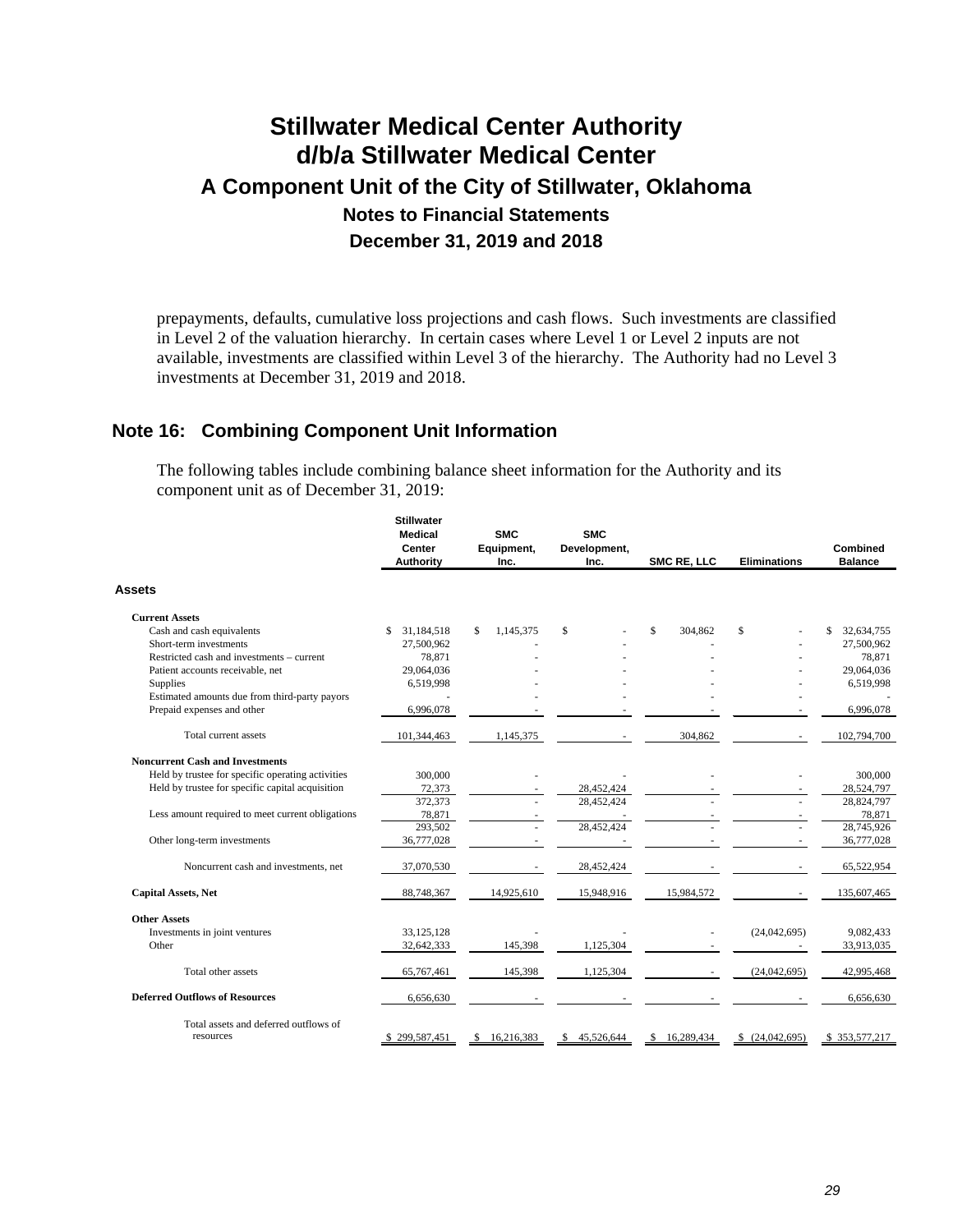prepayments, defaults, cumulative loss projections and cash flows. Such investments are classified in Level 2 of the valuation hierarchy. In certain cases where Level 1 or Level 2 inputs are not available, investments are classified within Level 3 of the hierarchy. The Authority had no Level 3 investments at December 31, 2019 and 2018.

## Note 16: Combining Component Unit Information

The following tables include combining balance sheet information for the Authority and its component unit as of December 31, 2019:

| | Stillwater Medical Center Authority | SMC Equipment, Inc. | SMC Development, Inc. | SMC RE, LLC | Eliminations | Combined Balance |
|---|---|---|---|---|---|---|
| **Assets** | | | | | | |
| **Current Assets** | | | | | | |
| Cash and cash equivalents | $ 31,184,518 | $ 1,145,375 | $ - | $ 304,862 | $ - | $ 32,634,755 |
| Short-term investments | 27,500,962 | - | - | - | - | 27,500,962 |
| Restricted cash and investments – current | 78,871 | - | - | - | - | 78,871 |
| Patient accounts receivable, net | 29,064,036 | - | - | - | - | 29,064,036 |
| Supplies | 6,519,998 | - | - | - | - | 6,519,998 |
| Estimated amounts due from third-party payors | - | - | - | - | - | - |
| Prepaid expenses and other | 6,996,078 | - | - | - | - | 6,996,078 |
| Total current assets | 101,344,463 | 1,145,375 | - | 304,862 | - | 102,794,700 |
| **Noncurrent Cash and Investments** | | | | | | |
| Held by trustee for specific operating activities | 300,000 | - | - | - | - | 300,000 |
| Held by trustee for specific capital acquisition | 72,373 | - | 28,452,424 | - | - | 28,524,797 |
| | 372,373 | - | 28,452,424 | - | - | 28,824,797 |
| Less amount required to meet current obligations | 78,871 | - | - | - | - | 78,871 |
| | 293,502 | - | 28,452,424 | - | - | 28,745,926 |
| Other long-term investments | 36,777,028 | - | - | - | - | 36,777,028 |
| Noncurrent cash and investments, net | 37,070,530 | - | 28,452,424 | - | - | 65,522,954 |
| **Capital Assets, Net** | 88,748,367 | 14,925,610 | 15,948,916 | 15,984,572 | - | 135,607,465 |
| **Other Assets** | | | | | | |
| Investments in joint ventures | 33,125,128 | - | - | - | (24,042,695) | 9,082,433 |
| Other | 32,642,333 | 145,398 | 1,125,304 | - | - | 33,913,035 |
| Total other assets | 65,767,461 | 145,398 | 1,125,304 | - | (24,042,695) | 42,995,468 |
| **Deferred Outflows of Resources** | 6,656,630 | - | - | - | - | 6,656,630 |
| Total assets and deferred outflows of resources | $ 299,587,451 | $ 16,216,383 | $ 45,526,644 | $ 16,289,434 | $ (24,042,695) | $ 353,577,217 |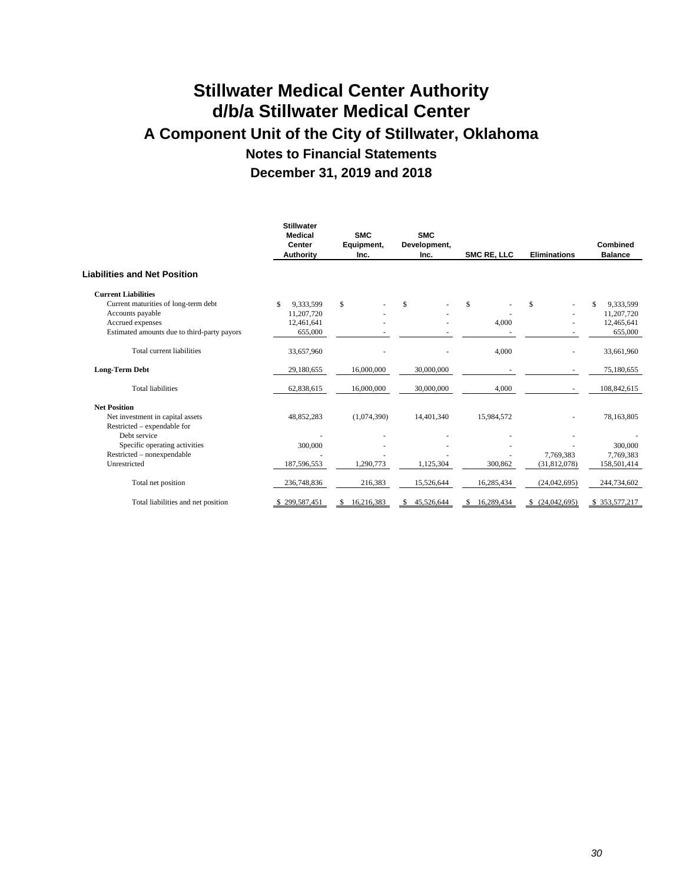# Stillwater Medical Center Authority
# d/b/a Stillwater Medical Center
## A Component Unit of the City of Stillwater, Oklahoma
### Notes to Financial Statements
### December 31, 2019 and 2018

| | Stillwater Medical Center Authority | SMC Equipment, Inc. | SMC Development, Inc. | SMC RE, LLC | Eliminations | Combined Balance |
|---|---|---|---|---|---|---|
| **Liabilities and Net Position** | | | | | | |
| **Current Liabilities** | | | | | | |
| Current maturities of long-term debt | $ 9,333,599 | $ - | $ - | $ - | $ - | $ 9,333,599 |
| Accounts payable | 11,207,720 | - | - | - | - | 11,207,720 |
| Accrued expenses | 12,461,641 | - | - | 4,000 | - | 12,465,641 |
| Estimated amounts due to third-party payors | 655,000 | - | - | - | - | 655,000 |
| Total current liabilities | 33,657,960 | - | - | 4,000 | - | 33,661,960 |
| **Long-Term Debt** | 29,180,655 | 16,000,000 | 30,000,000 | - | - | 75,180,655 |
| Total liabilities | 62,838,615 | 16,000,000 | 30,000,000 | 4,000 | - | 108,842,615 |
| **Net Position** | | | | | | |
| Net investment in capital assets | 48,852,283 | (1,074,390) | 14,401,340 | 15,984,572 | - | 78,163,805 |
| Restricted – expendable for | | | | | | |
| Debt service | - | - | - | - | - | - |
| Specific operating activities | 300,000 | - | - | - | - | 300,000 |
| Restricted – nonexpendable | - | - | - | - | 7,769,383 | 7,769,383 |
| Unrestricted | 187,596,553 | 1,290,773 | 1,125,304 | 300,862 | (31,812,078) | 158,501,414 |
| Total net position | 236,748,836 | 216,383 | 15,526,644 | 16,285,434 | (24,042,695) | 244,734,602 |
| Total liabilities and net position | $ 299,587,451 | $ 16,216,383 | $ 45,526,644 | $ 16,289,434 | $ (24,042,695) | $ 353,577,217 |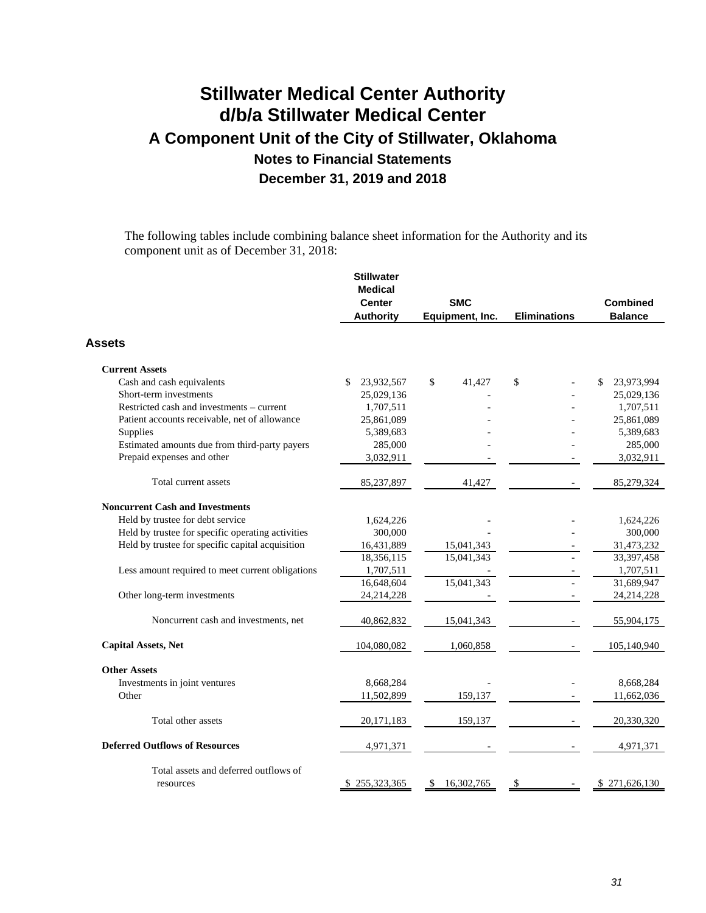# Stillwater Medical Center Authority
# d/b/a Stillwater Medical Center
## A Component Unit of the City of Stillwater, Oklahoma
### Notes to Financial Statements
### December 31, 2019 and 2018

The following tables include combining balance sheet information for the Authority and its component unit as of December 31, 2018:

| | Stillwater Medical Center Authority | SMC Equipment, Inc. | Eliminations | Combined Balance |
|---|---|---|---|---|
| **Assets** | | | | |
| **Current Assets** | | | | |
| Cash and cash equivalents | $ 23,932,567 | $ 41,427 | $ - | $ 23,973,994 |
| Short-term investments | 25,029,136 | - | - | 25,029,136 |
| Restricted cash and investments – current | 1,707,511 | - | - | 1,707,511 |
| Patient accounts receivable, net of allowance | 25,861,089 | - | - | 25,861,089 |
| Supplies | 5,389,683 | - | - | 5,389,683 |
| Estimated amounts due from third-party payers | 285,000 | - | - | 285,000 |
| Prepaid expenses and other | 3,032,911 | - | - | 3,032,911 |
| Total current assets | 85,237,897 | 41,427 | - | 85,279,324 |
| **Noncurrent Cash and Investments** | | | | |
| Held by trustee for debt service | 1,624,226 | - | - | 1,624,226 |
| Held by trustee for specific operating activities | 300,000 | - | - | 300,000 |
| Held by trustee for specific capital acquisition | 16,431,889 | 15,041,343 | - | 31,473,232 |
| | 18,356,115 | 15,041,343 | - | 33,397,458 |
| Less amount required to meet current obligations | 1,707,511 | - | - | 1,707,511 |
| | 16,648,604 | 15,041,343 | - | 31,689,947 |
| Other long-term investments | 24,214,228 | - | - | 24,214,228 |
| Noncurrent cash and investments, net | 40,862,832 | 15,041,343 | - | 55,904,175 |
| **Capital Assets, Net** | 104,080,082 | 1,060,858 | - | 105,140,940 |
| **Other Assets** | | | | |
| Investments in joint ventures | 8,668,284 | - | - | 8,668,284 |
| Other | 11,502,899 | 159,137 | - | 11,662,036 |
| Total other assets | 20,171,183 | 159,137 | - | 20,330,320 |
| **Deferred Outflows of Resources** | 4,971,371 | - | - | 4,971,371 |
| Total assets and deferred outflows of resources | $ 255,323,365 | $ 16,302,765 | $ - | $ 271,626,130 |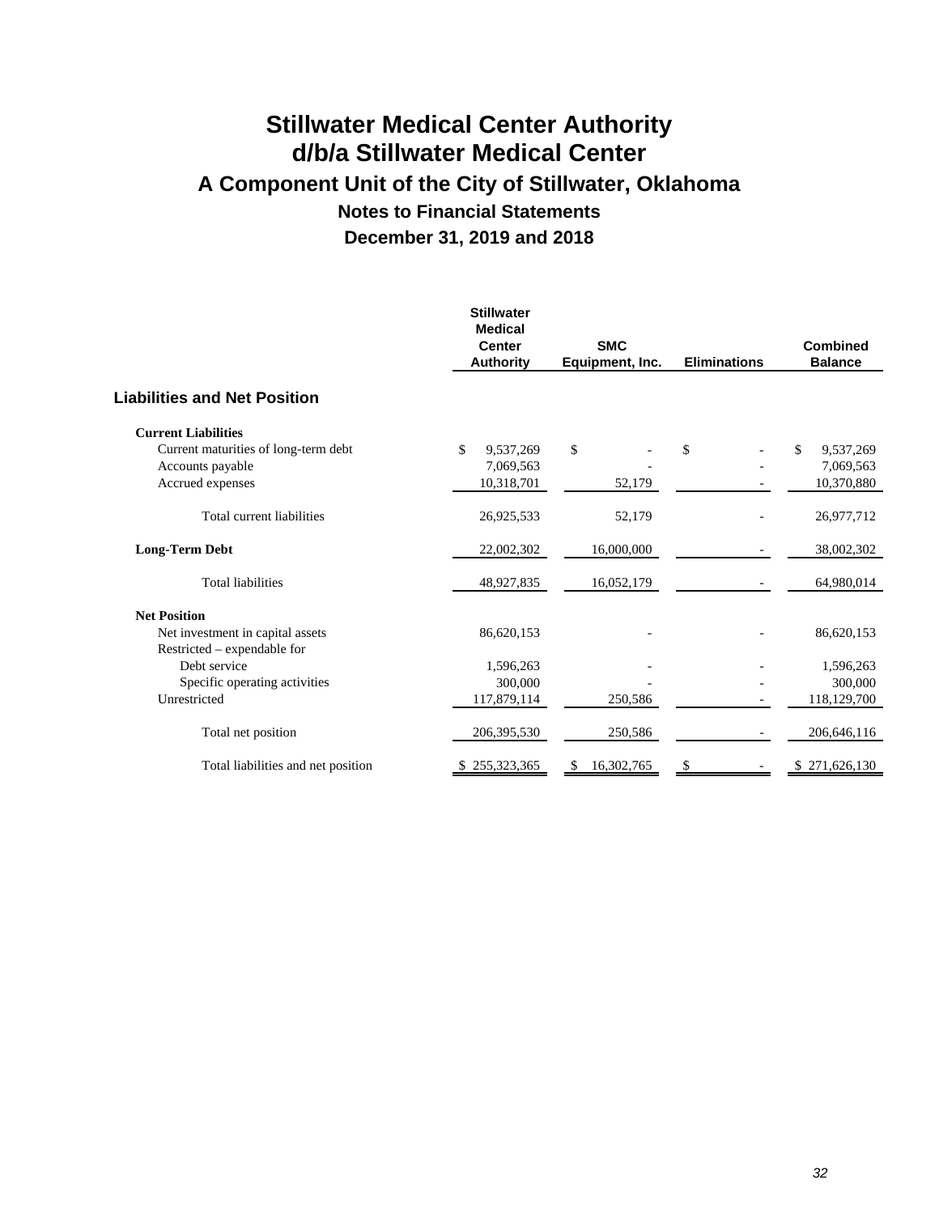# Stillwater Medical Center Authority
# d/b/a Stillwater Medical Center
## A Component Unit of the City of Stillwater, Oklahoma
### Notes to Financial Statements
### December 31, 2019 and 2018

| | Stillwater Medical Center Authority | SMC Equipment, Inc. | Eliminations | Combined Balance |
|---|---|---|---|---|
| **Liabilities and Net Position** | | | | |
| **Current Liabilities** | | | | |
| Current maturities of long-term debt | $ 9,537,269 | $ - | $ - | $ 9,537,269 |
| Accounts payable | 7,069,563 | - | - | 7,069,563 |
| Accrued expenses | 10,318,701 | 52,179 | - | 10,370,880 |
| Total current liabilities | 26,925,533 | 52,179 | - | 26,977,712 |
| **Long-Term Debt** | 22,002,302 | 16,000,000 | - | 38,002,302 |
| Total liabilities | 48,927,835 | 16,052,179 | - | 64,980,014 |
| **Net Position** | | | | |
| Net investment in capital assets | 86,620,153 | - | - | 86,620,153 |
| Restricted – expendable for | | | | |
| Debt service | 1,596,263 | - | - | 1,596,263 |
| Specific operating activities | 300,000 | - | - | 300,000 |
| Unrestricted | 117,879,114 | 250,586 | - | 118,129,700 |
| Total net position | 206,395,530 | 250,586 | - | 206,646,116 |
| Total liabilities and net position | $ 255,323,365 | $ 16,302,765 | $ - | $ 271,626,130 |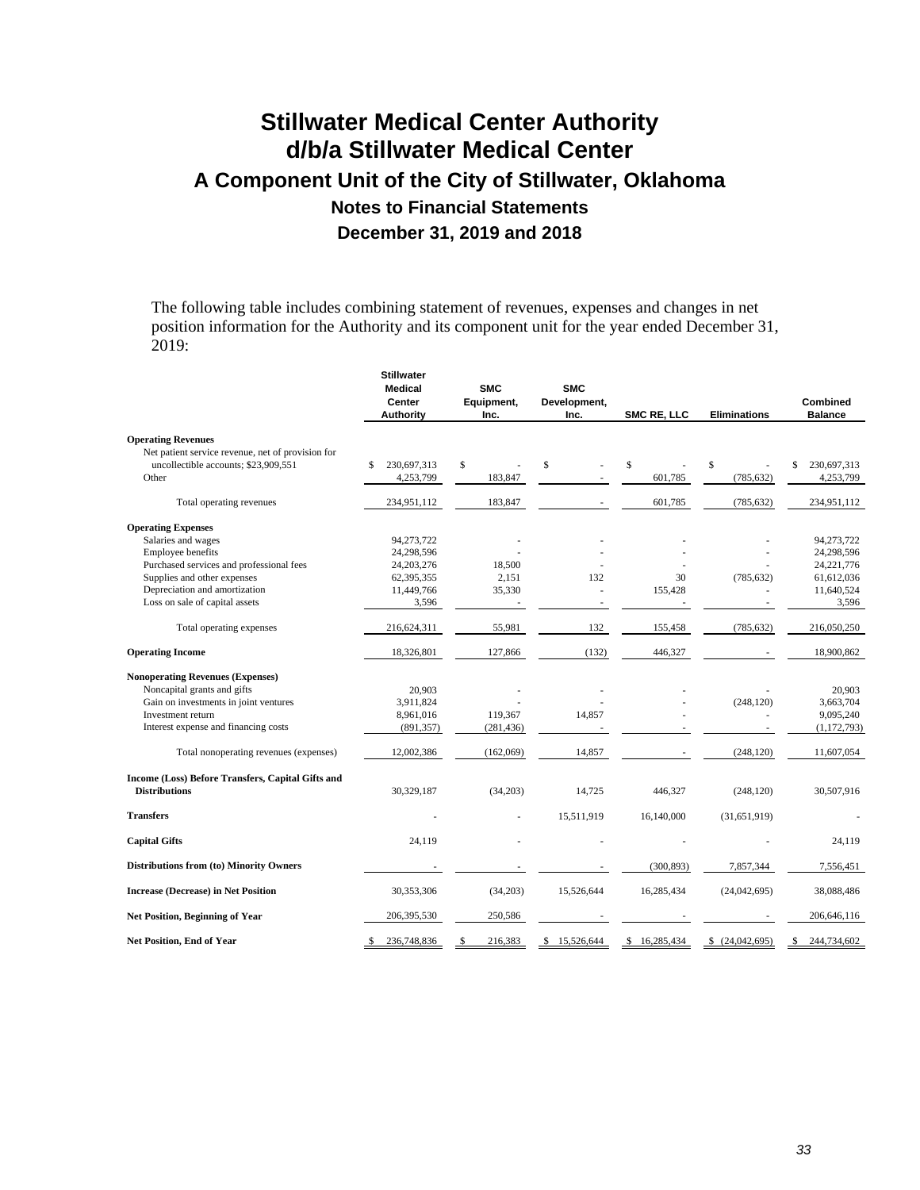# Stillwater Medical Center Authority
# d/b/a Stillwater Medical Center
## A Component Unit of the City of Stillwater, Oklahoma
### Notes to Financial Statements
### December 31, 2019 and 2018

The following table includes combining statement of revenues, expenses and changes in net position information for the Authority and its component unit for the year ended December 31, 2019:

| | Stillwater Medical Center Authority | SMC Equipment, Inc. | SMC Development, Inc. | SMC RE, LLC | Eliminations | Combined Balance |
|---|---|---|---|---|---|---|
| **Operating Revenues** | | | | | | |
| Net patient service revenue, net of provision for uncollectible accounts; $23,909,551 | $ 230,697,313 | $ - | $ - | $ - | $ - | $ 230,697,313 |
| Other | 4,253,799 | 183,847 | - | 601,785 | (785,632) | 4,253,799 |
| Total operating revenues | 234,951,112 | 183,847 | - | 601,785 | (785,632) | 234,951,112 |
| **Operating Expenses** | | | | | | |
| Salaries and wages | 94,273,722 | - | - | - | - | 94,273,722 |
| Employee benefits | 24,298,596 | - | - | - | - | 24,298,596 |
| Purchased services and professional fees | 24,203,276 | 18,500 | - | - | - | 24,221,776 |
| Supplies and other expenses | 62,395,355 | 2,151 | 132 | 30 | (785,632) | 61,612,036 |
| Depreciation and amortization | 11,449,766 | 35,330 | - | 155,428 | - | 11,640,524 |
| Loss on sale of capital assets | 3,596 | - | - | - | - | 3,596 |
| Total operating expenses | 216,624,311 | 55,981 | 132 | 155,458 | (785,632) | 216,050,250 |
| **Operating Income** | 18,326,801 | 127,866 | (132) | 446,327 | - | 18,900,862 |
| **Nonoperating Revenues (Expenses)** | | | | | | |
| Noncapital grants and gifts | 20,903 | - | - | - | - | 20,903 |
| Gain on investments in joint ventures | 3,911,824 | - | - | - | (248,120) | 3,663,704 |
| Investment return | 8,961,016 | 119,367 | 14,857 | - | - | 9,095,240 |
| Interest expense and financing costs | (891,357) | (281,436) | - | - | - | (1,172,793) |
| Total nonoperating revenues (expenses) | 12,002,386 | (162,069) | 14,857 | - | (248,120) | 11,607,054 |
| **Income (Loss) Before Transfers, Capital Gifts and Distributions** | 30,329,187 | (34,203) | 14,725 | 446,327 | (248,120) | 30,507,916 |
| **Transfers** | - | - | 15,511,919 | 16,140,000 | (31,651,919) | - |
| **Capital Gifts** | 24,119 | - | - | - | - | 24,119 |
| **Distributions from (to) Minority Owners** | - | - | - | (300,893) | 7,857,344 | 7,556,451 |
| **Increase (Decrease) in Net Position** | 30,353,306 | (34,203) | 15,526,644 | 16,285,434 | (24,042,695) | 38,088,486 |
| **Net Position, Beginning of Year** | 206,395,530 | 250,586 | - | - | - | 206,646,116 |
| **Net Position, End of Year** | $ 236,748,836 | $ 216,383 | $ 15,526,644 | $ 16,285,434 | $ (24,042,695) | $ 244,734,602 |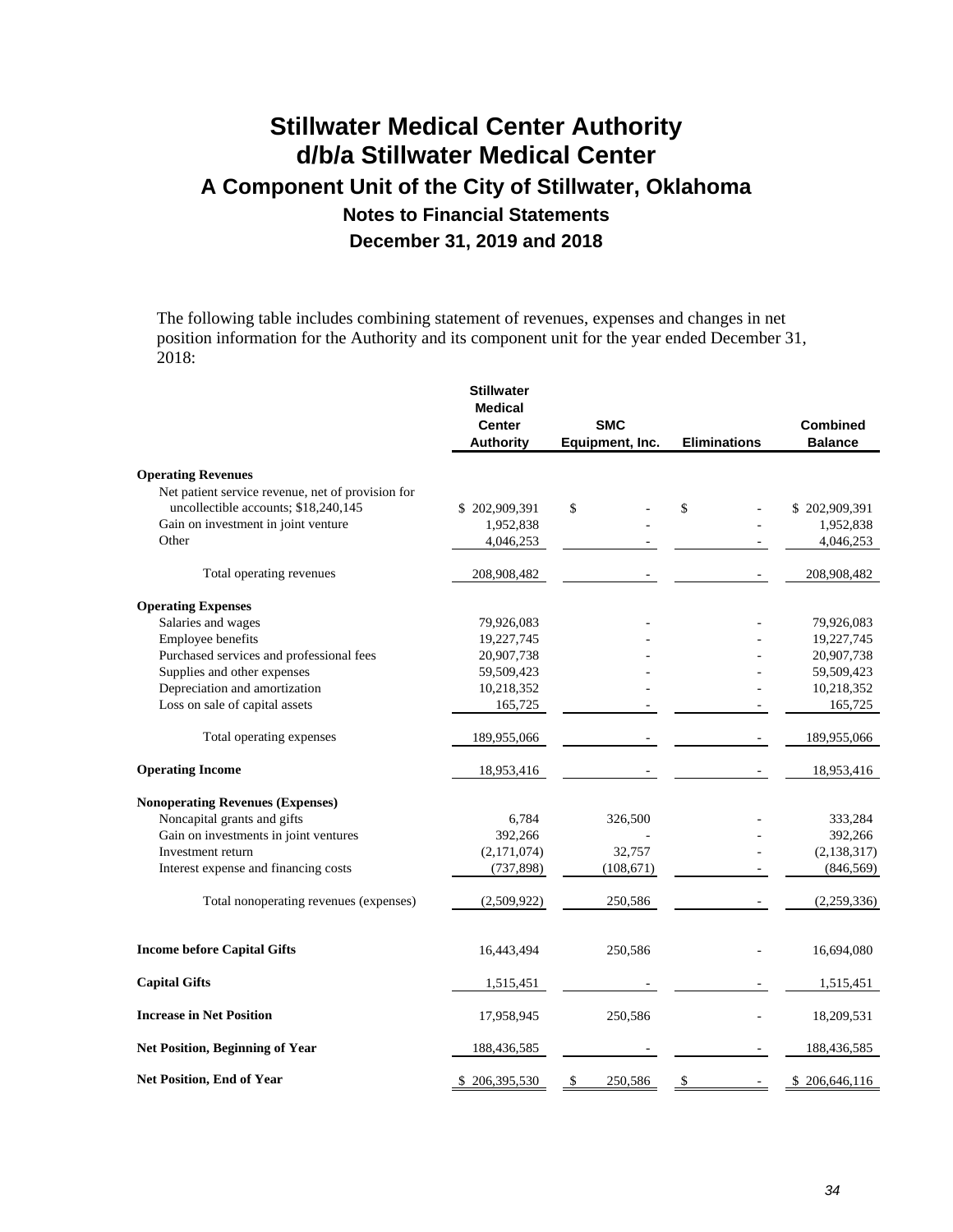# Stillwater Medical Center Authority
# d/b/a Stillwater Medical Center
## A Component Unit of the City of Stillwater, Oklahoma
### Notes to Financial Statements
### December 31, 2019 and 2018

The following table includes combining statement of revenues, expenses and changes in net position information for the Authority and its component unit for the year ended December 31, 2018:

| | Stillwater Medical Center Authority | SMC Equipment, Inc. | Eliminations | Combined Balance |
|---|---|---|---|---|
| **Operating Revenues** | | | | |
| Net patient service revenue, net of provision for uncollectible accounts; $18,240,145 | $ 202,909,391 | $ - | $ - | $ 202,909,391 |
| Gain on investment in joint venture | 1,952,838 | - | - | 1,952,838 |
| Other | 4,046,253 | - | - | 4,046,253 |
| Total operating revenues | 208,908,482 | - | - | 208,908,482 |
| **Operating Expenses** | | | | |
| Salaries and wages | 79,926,083 | - | - | 79,926,083 |
| Employee benefits | 19,227,745 | - | - | 19,227,745 |
| Purchased services and professional fees | 20,907,738 | - | - | 20,907,738 |
| Supplies and other expenses | 59,509,423 | - | - | 59,509,423 |
| Depreciation and amortization | 10,218,352 | - | - | 10,218,352 |
| Loss on sale of capital assets | 165,725 | - | - | 165,725 |
| Total operating expenses | 189,955,066 | - | - | 189,955,066 |
| **Operating Income** | 18,953,416 | - | - | 18,953,416 |
| **Nonoperating Revenues (Expenses)** | | | | |
| Noncapital grants and gifts | 6,784 | 326,500 | - | 333,284 |
| Gain on investments in joint ventures | 392,266 | - | - | 392,266 |
| Investment return | (2,171,074) | 32,757 | - | (2,138,317) |
| Interest expense and financing costs | (737,898) | (108,671) | - | (846,569) |
| Total nonoperating revenues (expenses) | (2,509,922) | 250,586 | - | (2,259,336) |
| **Income before Capital Gifts** | 16,443,494 | 250,586 | - | 16,694,080 |
| **Capital Gifts** | 1,515,451 | - | - | 1,515,451 |
| **Increase in Net Position** | 17,958,945 | 250,586 | - | 18,209,531 |
| **Net Position, Beginning of Year** | 188,436,585 | - | - | 188,436,585 |
| **Net Position, End of Year** | $ 206,395,530 | $ 250,586 | $ - | $ 206,646,116 |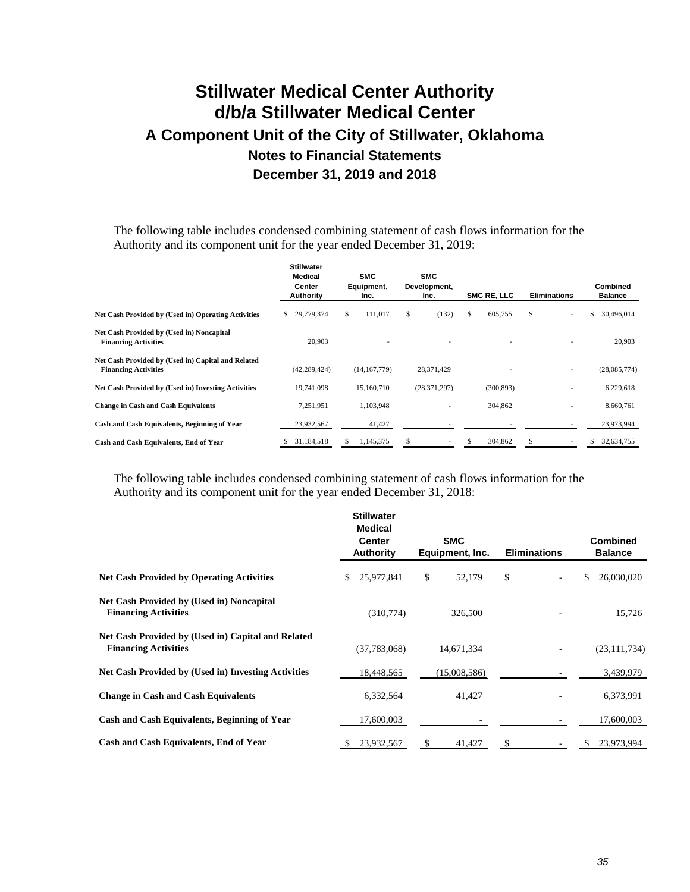# Stillwater Medical Center Authority
# d/b/a Stillwater Medical Center
## A Component Unit of the City of Stillwater, Oklahoma
### Notes to Financial Statements
### December 31, 2019 and 2018

The following table includes condensed combining statement of cash flows information for the Authority and its component unit for the year ended December 31, 2019:

| | Stillwater Medical Center Authority | SMC Equipment, Inc. | SMC Development, Inc. | SMC RE, LLC | Eliminations | Combined Balance |
|---|---|---|---|---|---|---|
| **Net Cash Provided by (Used in) Operating Activities** | $ 29,779,374 | $ 111,017 | $ (132) | $ 605,755 | $ - | $ 30,496,014 |
| **Net Cash Provided by (Used in) Noncapital Financing Activities** | 20,903 | - | - | - | - | 20,903 |
| **Net Cash Provided by (Used in) Capital and Related Financing Activities** | (42,289,424) | (14,167,779) | 28,371,429 | - | - | (28,085,774) |
| **Net Cash Provided by (Used in) Investing Activities** | 19,741,098 | 15,160,710 | (28,371,297) | (300,893) | - | 6,229,618 |
| **Change in Cash and Cash Equivalents** | 7,251,951 | 1,103,948 | - | 304,862 | - | 8,660,761 |
| **Cash and Cash Equivalents, Beginning of Year** | 23,932,567 | 41,427 | - | - | - | 23,973,994 |
| **Cash and Cash Equivalents, End of Year** | $ 31,184,518 | $ 1,145,375 | $ - | $ 304,862 | $ - | $ 32,634,755 |

The following table includes condensed combining statement of cash flows information for the Authority and its component unit for the year ended December 31, 2018:

| | Stillwater Medical Center Authority | SMC Equipment, Inc. | Eliminations | Combined Balance |
|---|---|---|---|---|
| **Net Cash Provided by Operating Activities** | $ 25,977,841 | $ 52,179 | $ - | $ 26,030,020 |
| **Net Cash Provided by (Used in) Noncapital Financing Activities** | (310,774) | 326,500 | - | 15,726 |
| **Net Cash Provided by (Used in) Capital and Related Financing Activities** | (37,783,068) | 14,671,334 | - | (23,111,734) |
| **Net Cash Provided by (Used in) Investing Activities** | 18,448,565 | (15,008,586) | - | 3,439,979 |
| **Change in Cash and Cash Equivalents** | 6,332,564 | 41,427 | - | 6,373,991 |
| **Cash and Cash Equivalents, Beginning of Year** | 17,600,003 | - | - | 17,600,003 |
| **Cash and Cash Equivalents, End of Year** | $ 23,932,567 | $ 41,427 | $ - | $ 23,973,994 |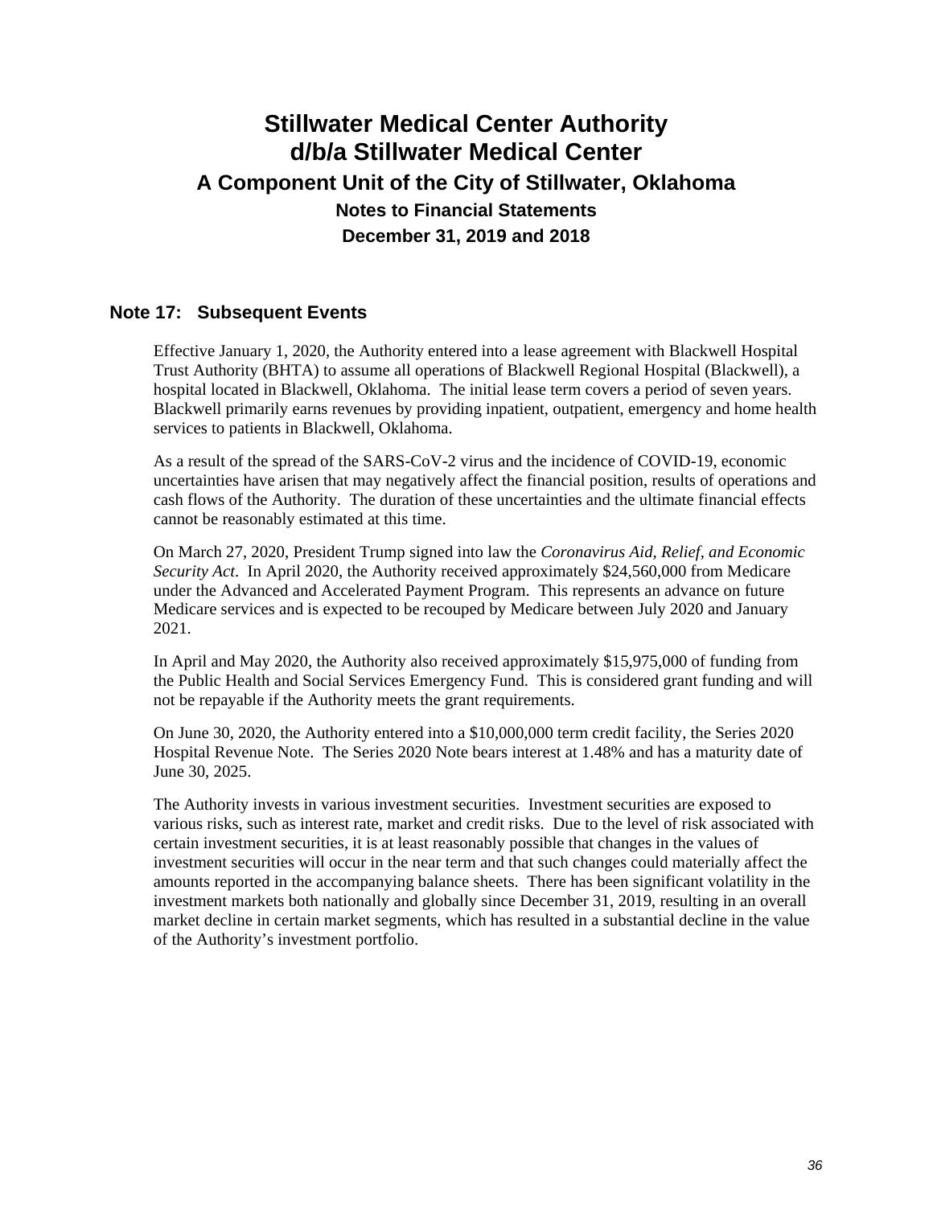# Stillwater Medical Center Authority
# d/b/a Stillwater Medical Center
## A Component Unit of the City of Stillwater, Oklahoma
### Notes to Financial Statements
### December 31, 2019 and 2018

## Note 17: Subsequent Events

Effective January 1, 2020, the Authority entered into a lease agreement with Blackwell Hospital Trust Authority (BHTA) to assume all operations of Blackwell Regional Hospital (Blackwell), a hospital located in Blackwell, Oklahoma. The initial lease term covers a period of seven years. Blackwell primarily earns revenues by providing inpatient, outpatient, emergency and home health services to patients in Blackwell, Oklahoma.

As a result of the spread of the SARS-CoV-2 virus and the incidence of COVID-19, economic uncertainties have arisen that may negatively affect the financial position, results of operations and cash flows of the Authority. The duration of these uncertainties and the ultimate financial effects cannot be reasonably estimated at this time.

On March 27, 2020, President Trump signed into law the *Coronavirus Aid, Relief, and Economic Security Act*. In April 2020, the Authority received approximately $24,560,000 from Medicare under the Advanced and Accelerated Payment Program. This represents an advance on future Medicare services and is expected to be recouped by Medicare between July 2020 and January 2021.

In April and May 2020, the Authority also received approximately $15,975,000 of funding from the Public Health and Social Services Emergency Fund. This is considered grant funding and will not be repayable if the Authority meets the grant requirements.

On June 30, 2020, the Authority entered into a $10,000,000 term credit facility, the Series 2020 Hospital Revenue Note. The Series 2020 Note bears interest at 1.48% and has a maturity date of June 30, 2025.

The Authority invests in various investment securities. Investment securities are exposed to various risks, such as interest rate, market and credit risks. Due to the level of risk associated with certain investment securities, it is at least reasonably possible that changes in the values of investment securities will occur in the near term and that such changes could materially affect the amounts reported in the accompanying balance sheets. There has been significant volatility in the investment markets both nationally and globally since December 31, 2019, resulting in an overall market decline in certain market segments, which has resulted in a substantial decline in the value of the Authority's investment portfolio.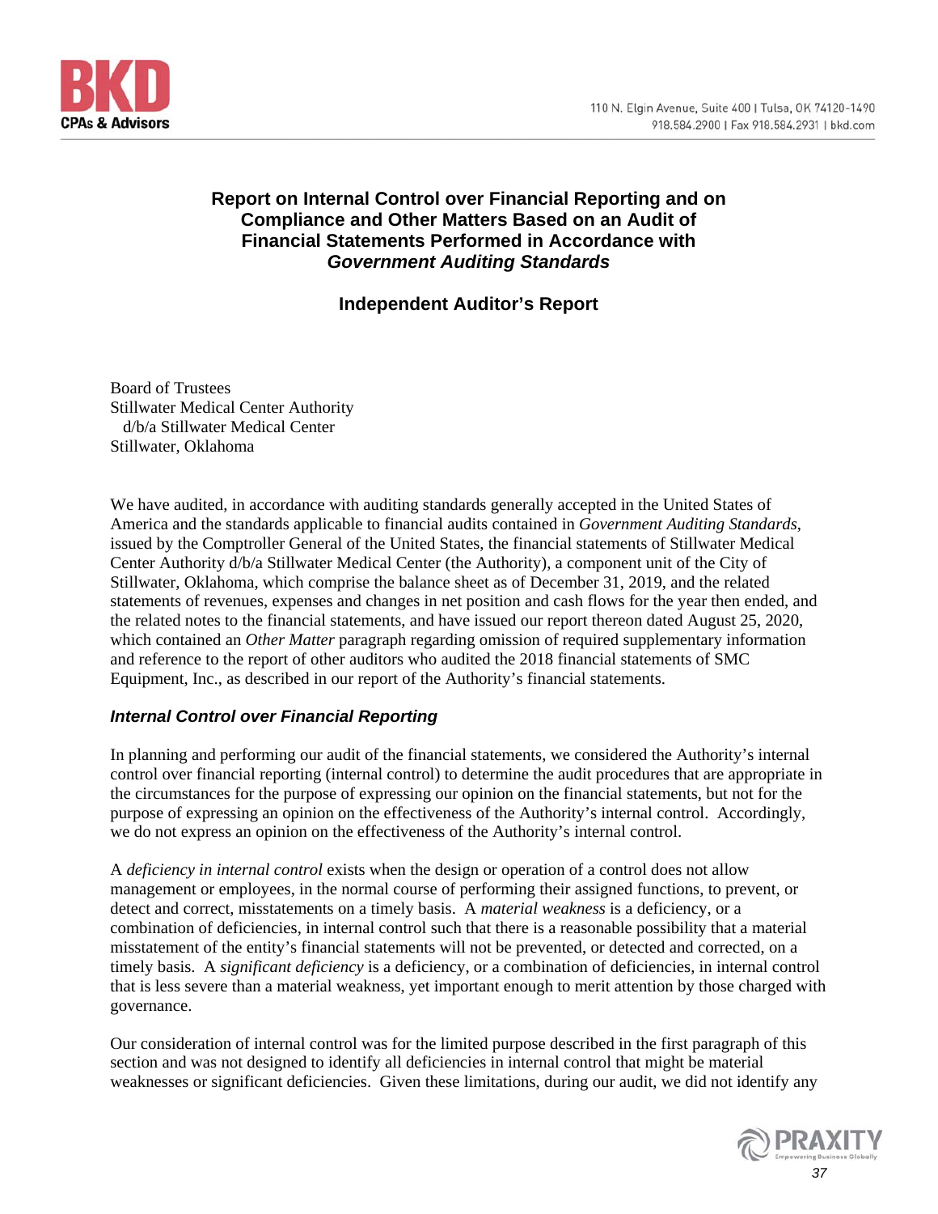# Report on Internal Control over Financial Reporting and on Compliance and Other Matters Based on an Audit of Financial Statements Performed in Accordance with *Government Auditing Standards*

## Independent Auditor's Report

Board of Trustees
Stillwater Medical Center Authority
d/b/a Stillwater Medical Center
Stillwater, Oklahoma

We have audited, in accordance with auditing standards generally accepted in the United States of America and the standards applicable to financial audits contained in *Government Auditing Standards*, issued by the Comptroller General of the United States, the financial statements of Stillwater Medical Center Authority d/b/a Stillwater Medical Center (the Authority), a component unit of the City of Stillwater, Oklahoma, which comprise the balance sheet as of December 31, 2019, and the related statements of revenues, expenses and changes in net position and cash flows for the year then ended, and the related notes to the financial statements, and have issued our report thereon dated August 25, 2020, which contained an *Other Matter* paragraph regarding omission of required supplementary information and reference to the report of other auditors who audited the 2018 financial statements of SMC Equipment, Inc., as described in our report of the Authority's financial statements.

### *Internal Control over Financial Reporting*

In planning and performing our audit of the financial statements, we considered the Authority's internal control over financial reporting (internal control) to determine the audit procedures that are appropriate in the circumstances for the purpose of expressing our opinion on the financial statements, but not for the purpose of expressing an opinion on the effectiveness of the Authority's internal control. Accordingly, we do not express an opinion on the effectiveness of the Authority's internal control.

A *deficiency in internal control* exists when the design or operation of a control does not allow management or employees, in the normal course of performing their assigned functions, to prevent, or detect and correct, misstatements on a timely basis. A *material weakness* is a deficiency, or a combination of deficiencies, in internal control such that there is a reasonable possibility that a material misstatement of the entity's financial statements will not be prevented, or detected and corrected, on a timely basis. A *significant deficiency* is a deficiency, or a combination of deficiencies, in internal control that is less severe than a material weakness, yet important enough to merit attention by those charged with governance.

Our consideration of internal control was for the limited purpose described in the first paragraph of this section and was not designed to identify all deficiencies in internal control that might be material weaknesses or significant deficiencies. Given these limitations, during our audit, we did not identify any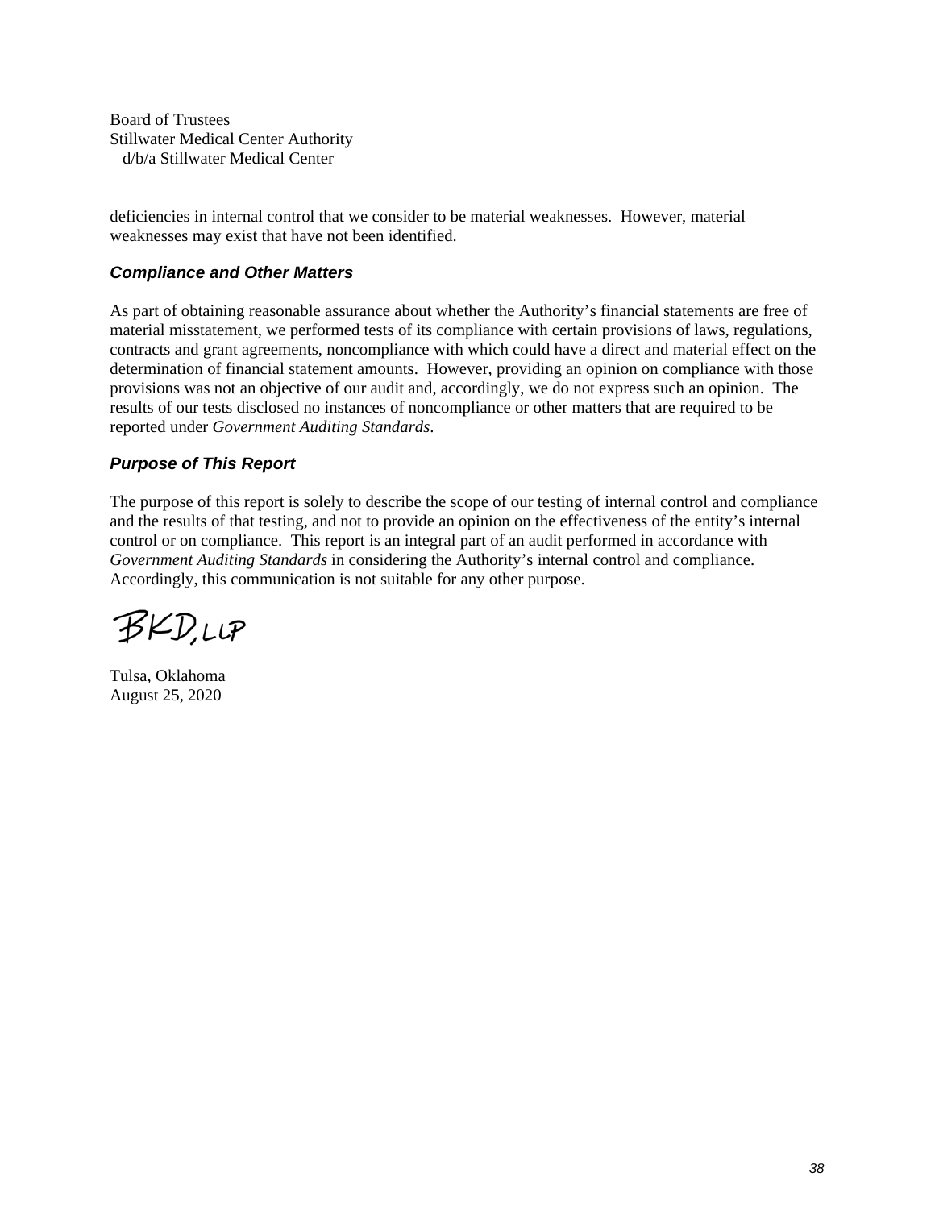Board of Trustees
Stillwater Medical Center Authority
d/b/a Stillwater Medical Center

deficiencies in internal control that we consider to be material weaknesses. However, material weaknesses may exist that have not been identified.

### *Compliance and Other Matters*

As part of obtaining reasonable assurance about whether the Authority's financial statements are free of material misstatement, we performed tests of its compliance with certain provisions of laws, regulations, contracts and grant agreements, noncompliance with which could have a direct and material effect on the determination of financial statement amounts. However, providing an opinion on compliance with those provisions was not an objective of our audit and, accordingly, we do not express such an opinion. The results of our tests disclosed no instances of noncompliance or other matters that are required to be reported under *Government Auditing Standards*.

### *Purpose of This Report*

The purpose of this report is solely to describe the scope of our testing of internal control and compliance and the results of that testing, and not to provide an opinion on the effectiveness of the entity's internal control or on compliance. This report is an integral part of an audit performed in accordance with *Government Auditing Standards* in considering the Authority's internal control and compliance. Accordingly, this communication is not suitable for any other purpose.

BKD, LLP

Tulsa, Oklahoma
August 25, 2020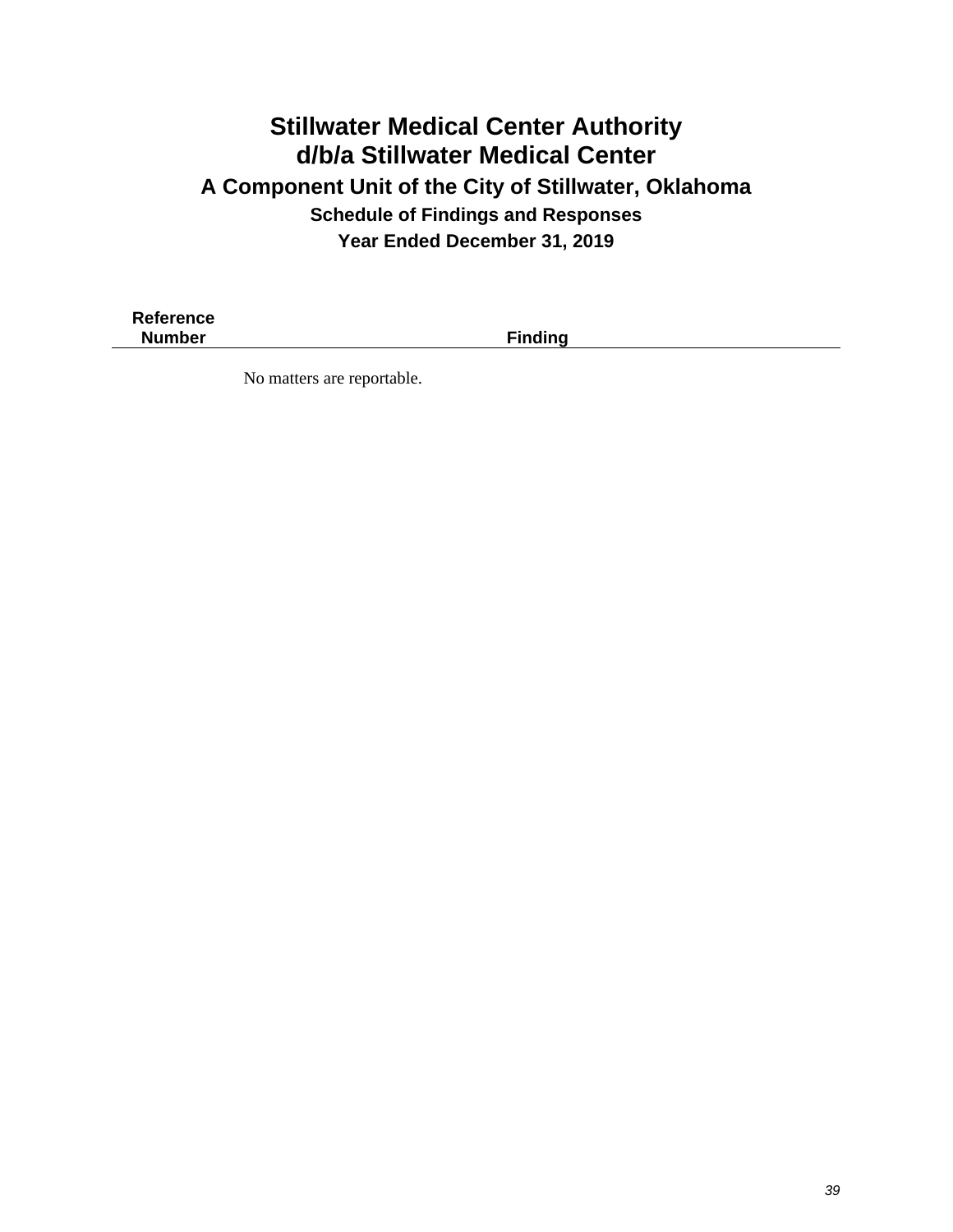# Stillwater Medical Center Authority
# d/b/a Stillwater Medical Center
## A Component Unit of the City of Stillwater, Oklahoma
### Schedule of Findings and Responses
### Year Ended December 31, 2019

| Reference Number | Finding |
|---|---|
| | No matters are reportable. |